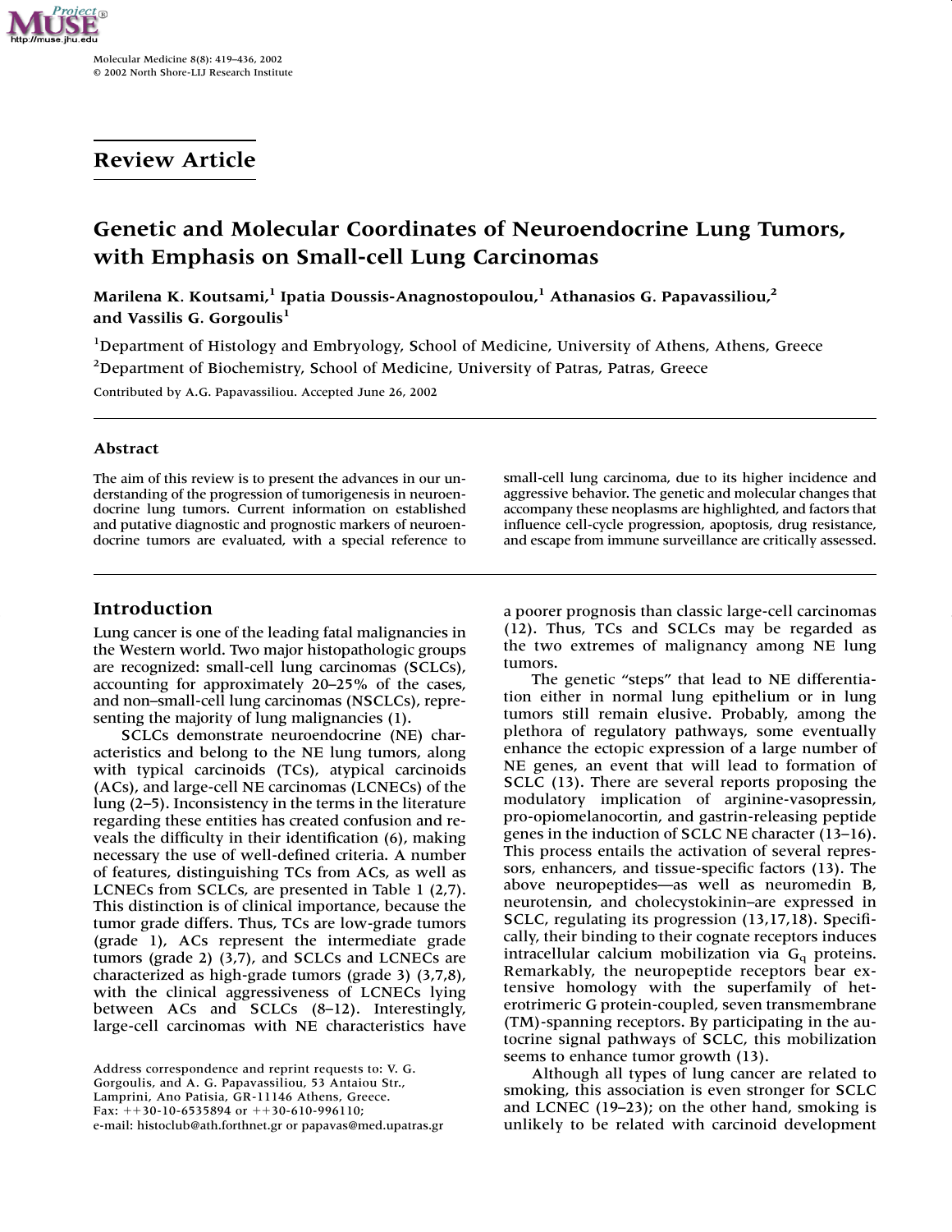Review Article

# Genetic and Molecular Coordinates of Neuroendocrine Lung Tumors, with Emphasis on Small-cell Lung Carcinomas

**Marilena K. Koutsami,[1] Ipatia Doussis-Anagnostopoulou,[1] Athanasios G. Papavassiliou,[2] and Vassilis G. Gorgoulis[1]**

[1]Department of Histology and Embryology, School of Medicine, University of Athens, Athens, Greece
[2]Department of Biochemistry, School of Medicine, University of Patras, Patras, Greece

Contributed by A.G. Papavassiliou. Accepted June 26, 2002

## Abstract

The aim of this review is to present the advances in our understanding of the progression of tumorigenesis in neuroendocrine lung tumors. Current information on established and putative diagnostic and prognostic markers of neuroendocrine tumors are evaluated, with a special reference to small-cell lung carcinoma, due to its higher incidence and aggressive behavior. The genetic and molecular changes that accompany these neoplasms are highlighted, and factors that influence cell-cycle progression, apoptosis, drug resistance, and escape from immune surveillance are critically assessed.

## Introduction

Lung cancer is one of the leading fatal malignancies in the Western world. Two major histopathologic groups are recognized: small-cell lung carcinomas (SCLCs), accounting for approximately 20–25% of the cases, and non–small-cell lung carcinomas (NSCLCs), representing the majority of lung malignancies (1).

SCLCs demonstrate neuroendocrine (NE) characteristics and belong to the NE lung tumors, along with typical carcinoids (TCs), atypical carcinoids (ACs), and large-cell NE carcinomas (LCNECs) of the lung (2–5). Inconsistency in the terms in the literature regarding these entities has created confusion and reveals the difficulty in their identification (6), making necessary the use of well-defined criteria. A number of features, distinguishing TCs from ACs, as well as LCNECs from SCLCs, are presented in Table 1 (2,7). This distinction is of clinical importance, because the tumor grade differs. Thus, TCs are low-grade tumors (grade 1), ACs represent the intermediate grade tumors (grade 2) (3,7), and SCLCs and LCNECs are characterized as high-grade tumors (grade 3) (3,7,8), with the clinical aggressiveness of LCNECs lying between ACs and SCLCs (8–12). Interestingly, large-cell carcinomas with NE characteristics have a poorer prognosis than classic large-cell carcinomas (12). Thus, TCs and SCLCs may be regarded as the two extremes of malignancy among NE lung tumors.

The genetic "steps" that lead to NE differentiation either in normal lung epithelium or in lung tumors still remain elusive. Probably, among the plethora of regulatory pathways, some eventually enhance the ectopic expression of a large number of NE genes, an event that will lead to formation of SCLC (13). There are several reports proposing the modulatory implication of arginine-vasopressin, pro-opiomelanocortin, and gastrin-releasing peptide genes in the induction of SCLC NE character (13–16). This process entails the activation of several repressors, enhancers, and tissue-specific factors (13). The above neuropeptides—as well as neuromedin B, neurotensin, and cholecystokinin–are expressed in SCLC, regulating its progression (13,17,18). Specifically, their binding to their cognate receptors induces intracellular calcium mobilization via $G_q$ proteins. Remarkably, the neuropeptide receptors bear extensive homology with the superfamily of heterotrimeric G protein-coupled, seven transmembrane (TM)-spanning receptors. By participating in the autocrine signal pathways of SCLC, this mobilization seems to enhance tumor growth (13).

Although all types of lung cancer are related to smoking, this association is even stronger for SCLC and LCNEC (19–23); on the other hand, smoking is unlikely to be related with carcinoid development

Address correspondence and reprint requests to: V. G. Gorgoulis, and A. G. Papavassiliou, 53 Antaiou Str., Lamprini, Ano Patisia, GR-11146 Athens, Greece. Fax: ++30-10-6535894 or ++30-610-996110; e-mail: histoclub@ath.forthnet.gr or papavas@med.upatras.gr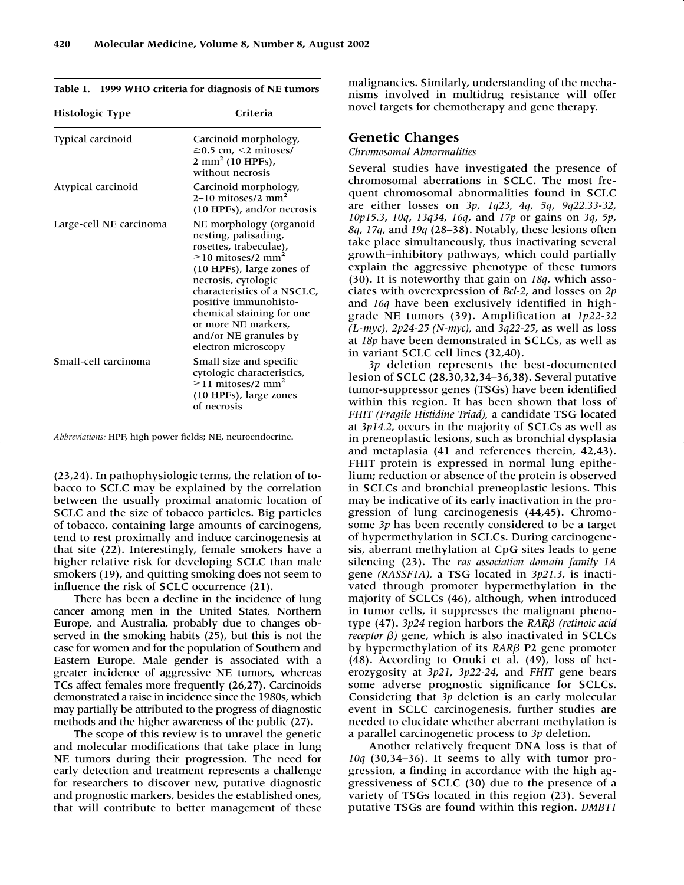**Table 1. 1999 WHO criteria for diagnosis of NE tumors**

| Histologic Type | Criteria |
|---|---|
| Typical carcinoid | Carcinoid morphology, ≥0.5 cm, <2 mitoses/2 $mm^2$ (10 HPFs), without necrosis |
| Atypical carcinoid | Carcinoid morphology, 2–10 mitoses/2 $mm^2$ (10 HPFs), and/or necrosis |
| Large-cell NE carcinoma | NE morphology (organoid nesting, palisading, rosettes, trabeculae), ≥10 mitoses/2 $mm^2$ (10 HPFs), large zones of necrosis, cytologic characteristics of a NSCLC, positive immunohistochemical staining for one or more NE markers, and/or NE granules by electron microscopy |
| Small-cell carcinoma | Small size and specific cytologic characteristics, ≥11 mitoses/2 $mm^2$ (10 HPFs), large zones of necrosis |

*Abbreviations:* HPF, high power fields; NE, neuroendocrine.

(23,24). In pathophysiologic terms, the relation of tobacco to SCLC may be explained by the correlation between the usually proximal anatomic location of SCLC and the size of tobacco particles. Big particles of tobacco, containing large amounts of carcinogens, tend to rest proximally and induce carcinogenesis at that site (22). Interestingly, female smokers have a higher relative risk for developing SCLC than male smokers (19), and quitting smoking does not seem to influence the risk of SCLC occurrence (21).

There has been a decline in the incidence of lung cancer among men in the United States, Northern Europe, and Australia, probably due to changes observed in the smoking habits (25), but this is not the case for women and for the population of Southern and Eastern Europe. Male gender is associated with a greater incidence of aggressive NE tumors, whereas TCs affect females more frequently (26,27). Carcinoids demonstrated a raise in incidence since the 1980s, which may partially be attributed to the progress of diagnostic methods and the higher awareness of the public (27).

The scope of this review is to unravel the genetic and molecular modifications that take place in lung NE tumors during their progression. The need for early detection and treatment represents a challenge for researchers to discover new, putative diagnostic and prognostic markers, besides the established ones, that will contribute to better management of these malignancies. Similarly, understanding of the mechanisms involved in multidrug resistance will offer novel targets for chemotherapy and gene therapy.

## Genetic Changes

*Chromosomal Abnormalities*

Several studies have investigated the presence of chromosomal aberrations in SCLC. The most frequent chromosomal abnormalities found in SCLC are either losses on *3p*, *1q23*, *4q*, *5q*, *9q22.33-32*, *10p15.3*, *10q*, *13q34*, *16q*, and *17p* or gains on *3q*, *5p*, *8q*, *17q*, and *19q* (28–38). Notably, these lesions often take place simultaneously, thus inactivating several growth–inhibitory pathways, which could partially explain the aggressive phenotype of these tumors (30). It is noteworthy that gain on *18q*, which associates with overexpression of *Bcl-2*, and losses on *2p* and *16q* have been exclusively identified in high-grade NE tumors (39). Amplification at *1p22-32 (L-myc)*, *2p24-25 (N-myc)*, and *3q22-25*, as well as loss at *18p* have been demonstrated in SCLCs, as well as in variant SCLC cell lines (32,40).

*3p* deletion represents the best-documented lesion of SCLC (28,30,32,34–36,38). Several putative tumor-suppressor genes (TSGs) have been identified within this region. It has been shown that loss of *FHIT (Fragile Histidine Triad)*, a candidate TSG located at *3p14.2*, occurs in the majority of SCLCs as well as in preneoplastic lesions, such as bronchial dysplasia and metaplasia (41 and references therein, 42,43). FHIT protein is expressed in normal lung epithelium; reduction or absence of the protein is observed in SCLCs and bronchial preneoplastic lesions. This may be indicative of its early inactivation in the progression of lung carcinogenesis (44,45). Chromosome *3p* has been recently considered to be a target of hypermethylation in SCLCs. During carcinogenesis, aberrant methylation at CpG sites leads to gene silencing (23). The *ras association domain family 1A* gene *(RASSF1A)*, a TSG located in *3p21.3*, is inactivated through promoter hypermethylation in the majority of SCLCs (46), although, when introduced in tumor cells, it suppresses the malignant phenotype (47). *3p24* region harbors the *RARβ (retinoic acid receptor β)* gene, which is also inactivated in SCLCs by hypermethylation of its *RARβ* P2 gene promoter (48). According to Onuki et al. (49), loss of heterozygosity at *3p21*, *3p22-24*, and *FHIT* gene bears some adverse prognostic significance for SCLCs. Considering that *3p* deletion is an early molecular event in SCLC carcinogenesis, further studies are needed to elucidate whether aberrant methylation is a parallel carcinogenetic process to *3p* deletion.

Another relatively frequent DNA loss is that of *10q* (30,34–36). It seems to ally with tumor progression, a finding in accordance with the high aggressiveness of SCLC (30) due to the presence of a variety of TSGs located in this region (23). Several putative TSGs are found within this region. *DMBT1*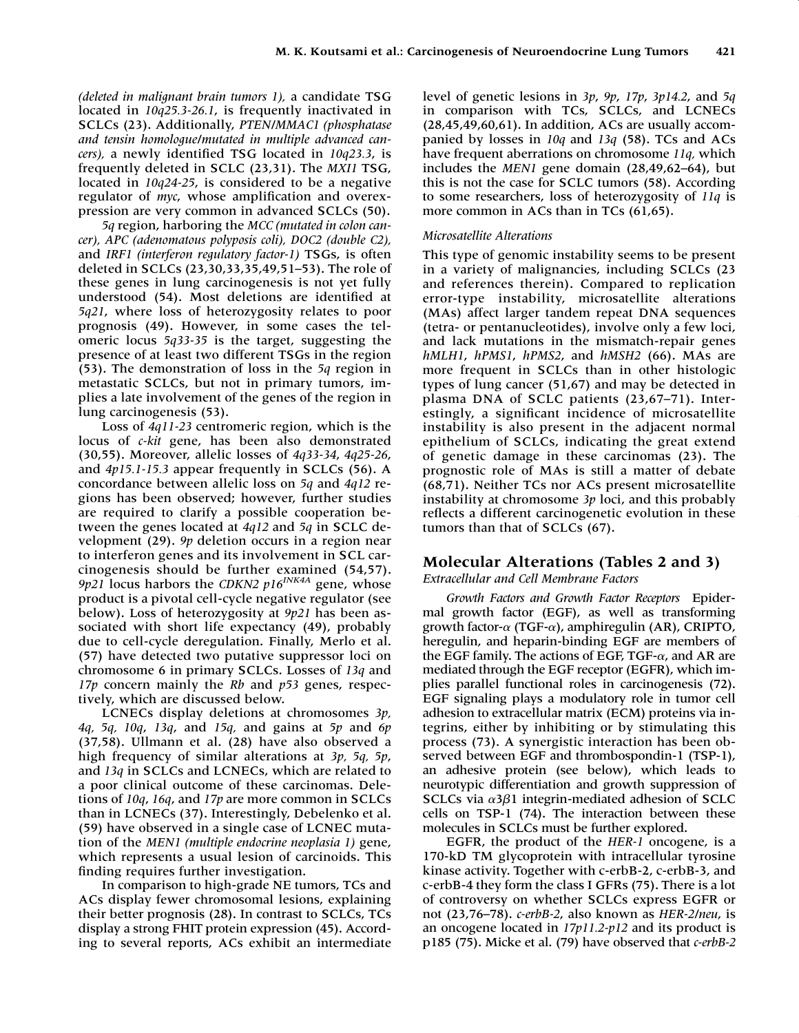*(deleted in malignant brain tumors 1),* a candidate TSG located in *10q25.3-26.1*, is frequently inactivated in SCLCs (23). Additionally, *PTEN/MMAC1 (phosphatase and tensin homologue/mutated in multiple advanced cancers),* a newly identified TSG located in *10q23.3*, is frequently deleted in SCLC (23,31). The *MXI1* TSG, located in *10q24-25*, is considered to be a negative regulator of *myc*, whose amplification and overexpression are very common in advanced SCLCs (50).

*5q* region, harboring the *MCC (mutated in colon cancer), APC (adenomatous polyposis coli), DOC2 (double C2),* and *IRF1 (interferon regulatory factor-1)* TSGs, is often deleted in SCLCs (23,30,33,35,49,51–53). The role of these genes in lung carcinogenesis is not yet fully understood (54). Most deletions are identified at *5q21*, where loss of heterozygosity relates to poor prognosis (49). However, in some cases the telomeric locus *5q33-35* is the target, suggesting the presence of at least two different TSGs in the region (53). The demonstration of loss in the *5q* region in metastatic SCLCs, but not in primary tumors, implies a late involvement of the genes of the region in lung carcinogenesis (53).

Loss of *4q11-23* centromeric region, which is the locus of *c-kit* gene, has been also demonstrated (30,55). Moreover, allelic losses of *4q33-34*, *4q25-26*, and *4p15.1-15.3* appear frequently in SCLCs (56). A concordance between allelic loss on *5q* and *4q12* regions has been observed; however, further studies are required to clarify a possible cooperation between the genes located at *4q12* and *5q* in SCLC development (29). *9p* deletion occurs in a region near to interferon genes and its involvement in SCL carcinogenesis should be further examined (54,57). *9p21* locus harbors the *CDKN2 p16*$^{INK4A}$ gene, whose product is a pivotal cell-cycle negative regulator (see below). Loss of heterozygosity at *9p21* has been associated with short life expectancy (49), probably due to cell-cycle deregulation. Finally, Merlo et al. (57) have detected two putative suppressor loci on chromosome 6 in primary SCLCs. Losses of *13q* and *17p* concern mainly the *Rb* and *p53* genes, respectively, which are discussed below.

LCNECs display deletions at chromosomes *3p, 4q, 5q, 10q, 13q,* and *15q,* and gains at *5p* and *6p* (37,58). Ullmann et al. (28) have also observed a high frequency of similar alterations at *3p, 5q, 5p,* and *13q* in SCLCs and LCNECs, which are related to a poor clinical outcome of these carcinomas. Deletions of *10q*, *16q*, and *17p* are more common in SCLCs than in LCNECs (37). Interestingly, Debelenko et al. (59) have observed in a single case of LCNEC mutation of the *MEN1 (multiple endocrine neoplasia 1)* gene, which represents a usual lesion of carcinoids. This finding requires further investigation.

In comparison to high-grade NE tumors, TCs and ACs display fewer chromosomal lesions, explaining their better prognosis (28). In contrast to SCLCs, TCs display a strong FHIT protein expression (45). According to several reports, ACs exhibit an intermediate level of genetic lesions in *3p*, *9p*, *17p*, *3p14.2*, and *5q* in comparison with TCs, SCLCs, and LCNECs (28,45,49,60,61). In addition, ACs are usually accompanied by losses in *10q* and *13q* (58). TCs and ACs have frequent aberrations on chromosome *11q,* which includes the *MEN1* gene domain (28,49,62–64), but this is not the case for SCLC tumors (58). According to some researchers, loss of heterozygosity of *11q* is more common in ACs than in TCs (61,65).

*Microsatellite Alterations*

This type of genomic instability seems to be present in a variety of malignancies, including SCLCs (23 and references therein). Compared to replication error-type instability, microsatellite alterations (MAs) affect larger tandem repeat DNA sequences (tetra- or pentanucleotides), involve only a few loci, and lack mutations in the mismatch-repair genes *hMLH1*, *hPMS1*, *hPMS2*, and *hMSH2* (66). MAs are more frequent in SCLCs than in other histologic types of lung cancer (51,67) and may be detected in plasma DNA of SCLC patients (23,67–71). Interestingly, a significant incidence of microsatellite instability is also present in the adjacent normal epithelium of SCLCs, indicating the great extend of genetic damage in these carcinomas (23). The prognostic role of MAs is still a matter of debate (68,71). Neither TCs nor ACs present microsatellite instability at chromosome *3p* loci, and this probably reflects a different carcinogenetic evolution in these tumors than that of SCLCs (67).

## Molecular Alterations (Tables 2 and 3)

*Extracellular and Cell Membrane Factors*

*Growth Factors and Growth Factor Receptors* Epidermal growth factor (EGF), as well as transforming growth factor-$\alpha$ (TGF-$\alpha$), amphiregulin (AR), CRIPTO, heregulin, and heparin-binding EGF are members of the EGF family. The actions of EGF, TGF-$\alpha$, and AR are mediated through the EGF receptor (EGFR), which implies parallel functional roles in carcinogenesis (72). EGF signaling plays a modulatory role in tumor cell adhesion to extracellular matrix (ECM) proteins via integrins, either by inhibiting or by stimulating this process (73). A synergistic interaction has been observed between EGF and thrombospondin-1 (TSP-1), an adhesive protein (see below), which leads to neurotypic differentiation and growth suppression of SCLCs via $\alpha 3\beta 1$ integrin-mediated adhesion of SCLC cells on TSP-1 (74). The interaction between these molecules in SCLCs must be further explored.

EGFR, the product of the *HER-1* oncogene, is a 170-kD TM glycoprotein with intracellular tyrosine kinase activity. Together with c-erbB-2, c-erbB-3, and c-erbB-4 they form the class I GFRs (75). There is a lot of controversy on whether SCLCs express EGFR or not (23,76–78). *c-erbB-2*, also known as *HER-2/neu*, is an oncogene located in *17p11.2-p12* and its product is p185 (75). Micke et al. (79) have observed that *c-erbB-2*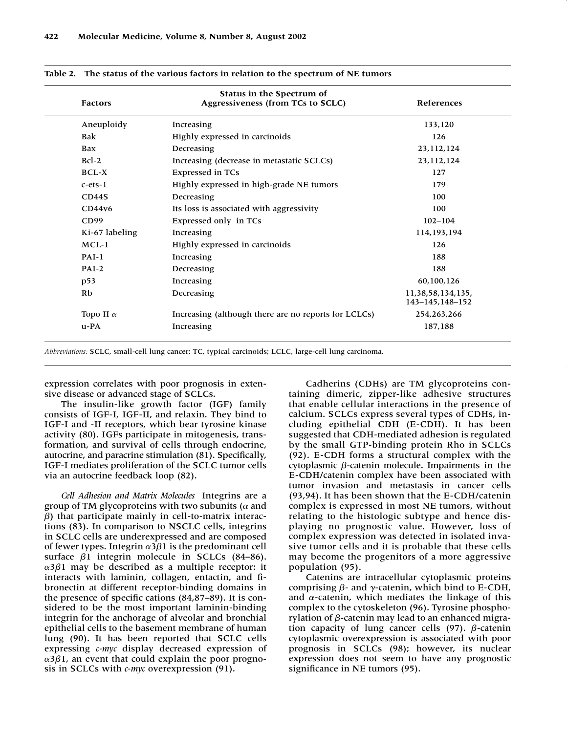**Table 2. The status of the various factors in relation to the spectrum of NE tumors**

| Factors | Status in the Spectrum of Aggressiveness (from TCs to SCLC) | References |
|---|---|---|
| Aneuploidy | Increasing | 133,120 |
| Bak | Highly expressed in carcinoids | 126 |
| Bax | Decreasing | 23,112,124 |
| Bcl-2 | Increasing (decrease in metastatic SCLCs) | 23,112,124 |
| BCL-X | Expressed in TCs | 127 |
| c-ets-1 | Highly expressed in high-grade NE tumors | 179 |
| CD44S | Decreasing | 100 |
| CD44v6 | Its loss is associated with aggressivity | 100 |
| CD99 | Expressed only in TCs | 102–104 |
| Ki-67 labeling | Increasing | 114,193,194 |
| MCL-1 | Highly expressed in carcinoids | 126 |
| PAI-1 | Increasing | 188 |
| PAI-2 | Decreasing | 188 |
| p53 | Increasing | 60,100,126 |
| Rb | Decreasing | 11,38,58,134,135, 143–145,148–152 |
| Topo II $\alpha$ | Increasing (although there are no reports for LCLCs) | 254,263,266 |
| u-PA | Increasing | 187,188 |

*Abbreviations:* SCLC, small-cell lung cancer; TC, typical carcinoids; LCLC, large-cell lung carcinoma.

expression correlates with poor prognosis in extensive disease or advanced stage of SCLCs.

The insulin-like growth factor (IGF) family consists of IGF-I, IGF-II, and relaxin. They bind to IGF-I and -II receptors, which bear tyrosine kinase activity (80). IGFs participate in mitogenesis, transformation, and survival of cells through endocrine, autocrine, and paracrine stimulation (81). Specifically, IGF-I mediates proliferation of the SCLC tumor cells via an autocrine feedback loop (82).

*Cell Adhesion and Matrix Molecules* Integrins are a group of TM glycoproteins with two subunits ($\alpha$ and $\beta$) that participate mainly in cell-to-matrix interactions (83). In comparison to NSCLC cells, integrins in SCLC cells are underexpressed and are composed of fewer types. Integrin $\alpha3\beta1$ is the predominant cell surface $\beta1$ integrin molecule in SCLCs (84–86). $\alpha3\beta1$ may be described as a multiple receptor: it interacts with laminin, collagen, entactin, and fibronectin at different receptor-binding domains in the presence of specific cations (84,87–89). It is considered to be the most important laminin-binding integrin for the anchorage of alveolar and bronchial epithelial cells to the basement membrane of human lung (90). It has been reported that SCLC cells expressing *c-myc* display decreased expression of $\alpha3\beta1$, an event that could explain the poor prognosis in SCLCs with *c-myc* overexpression (91).

Cadherins (CDHs) are TM glycoproteins containing dimeric, zipper-like adhesive structures that enable cellular interactions in the presence of calcium. SCLCs express several types of CDHs, including epithelial CDH (E-CDH). It has been suggested that CDH-mediated adhesion is regulated by the small GTP-binding protein Rho in SCLCs (92). E-CDH forms a structural complex with the cytoplasmic $\beta$-catenin molecule. Impairments in the E-CDH/catenin complex have been associated with tumor invasion and metastasis in cancer cells (93,94). It has been shown that the E-CDH/catenin complex is expressed in most NE tumors, without relating to the histologic subtype and hence displaying no prognostic value. However, loss of complex expression was detected in isolated invasive tumor cells and it is probable that these cells may become the progenitors of a more aggressive population (95).

Catenins are intracellular cytoplasmic proteins comprising $\beta$- and $\gamma$-catenin, which bind to E-CDH, and $\alpha$-catenin, which mediates the linkage of this complex to the cytoskeleton (96). Tyrosine phosphorylation of $\beta$-catenin may lead to an enhanced migration capacity of lung cancer cells (97). $\beta$-catenin cytoplasmic overexpression is associated with poor prognosis in SCLCs (98); however, its nuclear expression does not seem to have any prognostic significance in NE tumors (95).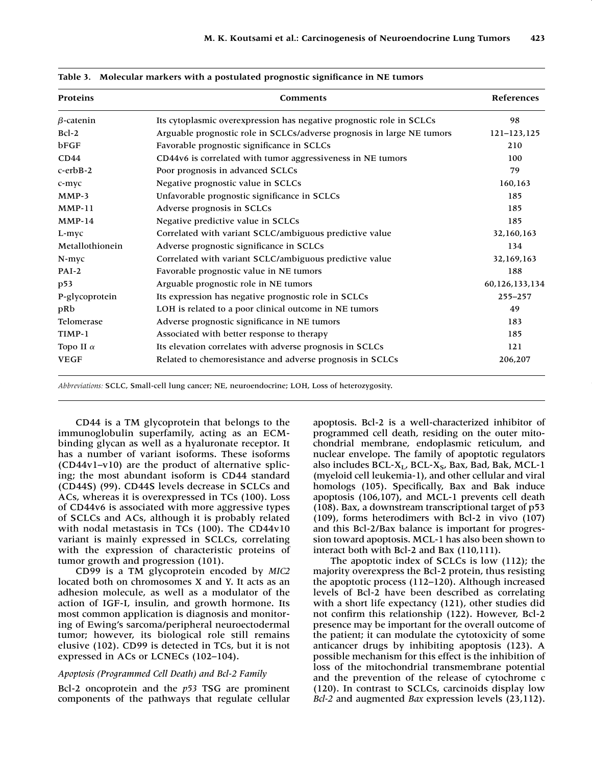**Table 3. Molecular markers with a postulated prognostic significance in NE tumors**

| Proteins | Comments | References |
|---|---|---|
| β-catenin | Its cytoplasmic overexpression has negative prognostic role in SCLCs | 98 |
| Bcl-2 | Arguable prognostic role in SCLCs/adverse prognosis in large NE tumors | 121–123,125 |
| bFGF | Favorable prognostic significance in SCLCs | 210 |
| CD44 | CD44v6 is correlated with tumor aggressiveness in NE tumors | 100 |
| c-erbB-2 | Poor prognosis in advanced SCLCs | 79 |
| c-myc | Negative prognostic value in SCLCs | 160,163 |
| MMP-3 | Unfavorable prognostic significance in SCLCs | 185 |
| MMP-11 | Adverse prognosis in SCLCs | 185 |
| MMP-14 | Negative predictive value in SCLCs | 185 |
| L-myc | Correlated with variant SCLC/ambiguous predictive value | 32,160,163 |
| Metallothionein | Adverse prognostic significance in SCLCs | 134 |
| N-myc | Correlated with variant SCLC/ambiguous predictive value | 32,169,163 |
| PAI-2 | Favorable prognostic value in NE tumors | 188 |
| p53 | Arguable prognostic role in NE tumors | 60,126,133,134 |
| P-glycoprotein | Its expression has negative prognostic role in SCLCs | 255–257 |
| pRb | LOH is related to a poor clinical outcome in NE tumors | 49 |
| Telomerase | Adverse prognostic significance in NE tumors | 183 |
| TIMP-1 | Associated with better response to therapy | 185 |
| Topo II α | Its elevation correlates with adverse prognosis in SCLCs | 121 |
| VEGF | Related to chemoresistance and adverse prognosis in SCLCs | 206,207 |

*Abbreviations:* SCLC, Small-cell lung cancer; NE, neuroendocrine; LOH, Loss of heterozygosity.

CD44 is a TM glycoprotein that belongs to the immunoglobulin superfamily, acting as an ECM-binding glycan as well as a hyaluronate receptor. It has a number of variant isoforms. These isoforms (CD44v1–v10) are the product of alternative splicing; the most abundant isoform is CD44 standard (CD44S) (99). CD44S levels decrease in SCLCs and ACs, whereas it is overexpressed in TCs (100). Loss of CD44v6 is associated with more aggressive types of SCLCs and ACs, although it is probably related with nodal metastasis in TCs (100). The CD44v10 variant is mainly expressed in SCLCs, correlating with the expression of characteristic proteins of tumor growth and progression (101).

CD99 is a TM glycoprotein encoded by *MIC2* located both on chromosomes X and Y. It acts as an adhesion molecule, as well as a modulator of the action of IGF-I, insulin, and growth hormone. Its most common application is diagnosis and monitoring of Ewing's sarcoma/peripheral neuroectodermal tumor; however, its biological role still remains elusive (102). CD99 is detected in TCs, but it is not expressed in ACs or LCNECs (102–104).

*Apoptosis (Programmed Cell Death) and Bcl-2 Family*

Bcl-2 oncoprotein and the *p53* TSG are prominent components of the pathways that regulate cellular apoptosis. Bcl-2 is a well-characterized inhibitor of programmed cell death, residing on the outer mitochondrial membrane, endoplasmic reticulum, and nuclear envelope. The family of apoptotic regulators also includes BCL-$X_L$, BCL-$X_S$, Bax, Bad, Bak, MCL-1 (myeloid cell leukemia-1), and other cellular and viral homologs (105). Specifically, Bax and Bak induce apoptosis (106,107), and MCL-1 prevents cell death (108). Bax, a downstream transcriptional target of p53 (109), forms heterodimers with Bcl-2 in vivo (107) and this Bcl-2/Bax balance is important for progression toward apoptosis. MCL-1 has also been shown to interact both with Bcl-2 and Bax (110,111).

The apoptotic index of SCLCs is low (112); the majority overexpress the Bcl-2 protein, thus resisting the apoptotic process (112–120). Although increased levels of Bcl-2 have been described as correlating with a short life expectancy (121), other studies did not confirm this relationship (122). However, Bcl-2 presence may be important for the overall outcome of the patient; it can modulate the cytotoxicity of some anticancer drugs by inhibiting apoptosis (123). A possible mechanism for this effect is the inhibition of loss of the mitochondrial transmembrane potential and the prevention of the release of cytochrome c (120). In contrast to SCLCs, carcinoids display low *Bcl-2* and augmented *Bax* expression levels (23,112).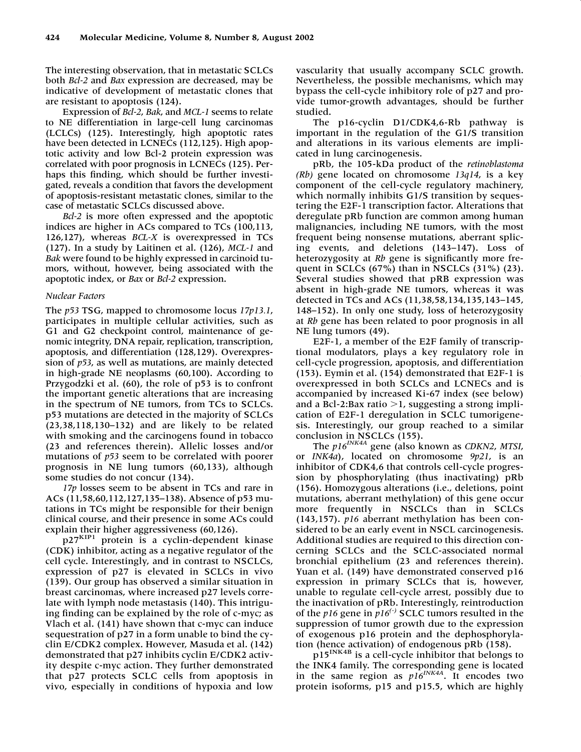The interesting observation, that in metastatic SCLCs both *Bcl-2* and *Bax* expression are decreased, may be indicative of development of metastatic clones that are resistant to apoptosis (124).

Expression of *Bcl-2*, *Bak*, and *MCL-1* seems to relate to NE differentiation in large-cell lung carcinomas (LCLCs) (125). Interestingly, high apoptotic rates have been detected in LCNECs (112,125). High apoptotic activity and low Bcl-2 protein expression was correlated with poor prognosis in LCNECs (125). Perhaps this finding, which should be further investigated, reveals a condition that favors the development of apoptosis-resistant metastatic clones, similar to the case of metastatic SCLCs discussed above.

*Bcl-2* is more often expressed and the apoptotic indices are higher in ACs compared to TCs (100,113, 126,127), whereas *BCL-X* is overexpressed in TCs (127). In a study by Laitinen et al. (126), *MCL-1* and *Bak* were found to be highly expressed in carcinoid tumors, without, however, being associated with the apoptotic index, or *Bax* or *Bcl-2* expression.

### *Nuclear Factors*

The *p53* TSG, mapped to chromosome locus *17p13.1*, participates in multiple cellular activities, such as G1 and G2 checkpoint control, maintenance of genomic integrity, DNA repair, replication, transcription, apoptosis, and differentiation (128,129). Overexpression of *p53*, as well as mutations, are mainly detected in high-grade NE neoplasms (60,100). According to Przygodzki et al. (60), the role of p53 is to confront the important genetic alterations that are increasing in the spectrum of NE tumors, from TCs to SCLCs. p53 mutations are detected in the majority of SCLCs (23,38,118,130–132) and are likely to be related with smoking and the carcinogens found in tobacco (23 and references therein). Allelic losses and/or mutations of *p53* seem to be correlated with poorer prognosis in NE lung tumors (60,133), although some studies do not concur (134).

*17p* losses seem to be absent in TCs and rare in ACs (11,58,60,112,127,135–138). Absence of p53 mutations in TCs might be responsible for their benign clinical course, and their presence in some ACs could explain their higher aggressiveness (60,126).

$p27^{KIP1}$ protein is a cyclin-dependent kinase (CDK) inhibitor, acting as a negative regulator of the cell cycle. Interestingly, and in contrast to NSCLCs, expression of p27 is elevated in SCLCs in vivo (139). Our group has observed a similar situation in breast carcinomas, where increased p27 levels correlate with lymph node metastasis (140). This intriguing finding can be explained by the role of c-myc; as Vlach et al. (141) have shown that c-myc can induce sequestration of p27 in a form unable to bind the cyclin E/CDK2 complex. However, Masuda et al. (142) demonstrated that p27 inhibits cyclin E/CDK2 activity despite c-myc action. They further demonstrated that p27 protects SCLC cells from apoptosis in vivo, especially in conditions of hypoxia and low vascularity that usually accompany SCLC growth. Nevertheless, the possible mechanisms, which may bypass the cell-cycle inhibitory role of p27 and provide tumor-growth advantages, should be further studied.

The p16-cyclin D1/CDK4,6-Rb pathway is important in the regulation of the G1/S transition and alterations in its various elements are implicated in lung carcinogenesis.

pRb, the 105-kDa product of the *retinoblastoma (Rb)* gene located on chromosome *13q14*, is a key component of the cell-cycle regulatory machinery, which normally inhibits G1/S transition by sequestering the E2F-1 transcription factor. Alterations that deregulate pRb function are common among human malignancies, including NE tumors, with the most frequent being nonsense mutations, aberrant splicing events, and deletions (143–147). Loss of heterozygosity at *Rb* gene is significantly more frequent in SCLCs (67%) than in NSCLCs (31%) (23). Several studies showed that pRB expression was absent in high-grade NE tumors, whereas it was detected in TCs and ACs (11,38,58,134,135,143–145, 148–152). In only one study, loss of heterozygosity at *Rb* gene has been related to poor prognosis in all NE lung tumors (49).

E2F-1, a member of the E2F family of transcriptional modulators, plays a key regulatory role in cell-cycle progression, apoptosis, and differentiation (153). Eymin et al. (154) demonstrated that E2F-1 is overexpressed in both SCLCs and LCNECs and is accompanied by increased Ki-67 index (see below) and a Bcl-2:Bax ratio >1, suggesting a strong implication of E2F-1 deregulation in SCLC tumorigenesis. Interestingly, our group reached to a similar conclusion in NSCLCs (155).

The $p16^{INK4A}$ gene (also known as *CDKN2*, *MTSI*, or *INK4a*), located on chromosome *9p21*, is an inhibitor of CDK4,6 that controls cell-cycle progression by phosphorylating (thus inactivating) pRb (156). Homozygous alterations (i.e., deletions, point mutations, aberrant methylation) of this gene occur more frequently in NSCLCs than in SCLCs (143,157). *p16* aberrant methylation has been considered to be an early event in NSCL carcinogenesis. Additional studies are required to this direction concerning SCLCs and the SCLC-associated normal bronchial epithelium (23 and references therein). Yuan et al. (149) have demonstrated conserved p16 expression in primary SCLCs that is, however, unable to regulate cell-cycle arrest, possibly due to the inactivation of pRb. Interestingly, reintroduction of the *p16* gene in $p16^{(-)}$ SCLC tumors resulted in the suppression of tumor growth due to the expression of exogenous p16 protein and the dephosphorylation (hence activation) of endogenous pRb (158).

$p15^{INK4B}$ is a cell-cycle inhibitor that belongs to the INK4 family. The corresponding gene is located in the same region as $p16^{INK4A}$. It encodes two protein isoforms, p15 and p15.5, which are highly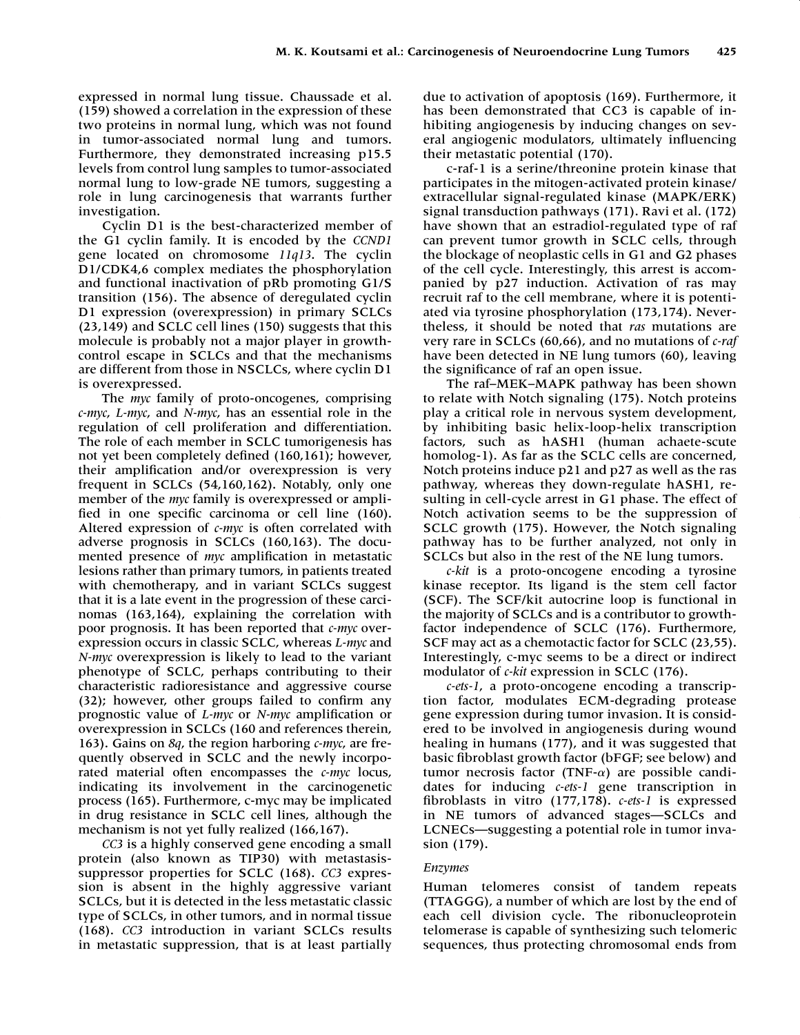expressed in normal lung tissue. Chaussade et al. (159) showed a correlation in the expression of these two proteins in normal lung, which was not found in tumor-associated normal lung and tumors. Furthermore, they demonstrated increasing p15.5 levels from control lung samples to tumor-associated normal lung to low-grade NE tumors, suggesting a role in lung carcinogenesis that warrants further investigation.

Cyclin D1 is the best-characterized member of the G1 cyclin family. It is encoded by the *CCND1* gene located on chromosome *11q13*. The cyclin D1/CDK4,6 complex mediates the phosphorylation and functional inactivation of pRb promoting G1/S transition (156). The absence of deregulated cyclin D1 expression (overexpression) in primary SCLCs (23,149) and SCLC cell lines (150) suggests that this molecule is probably not a major player in growth-control escape in SCLCs and that the mechanisms are different from those in NSCLCs, where cyclin D1 is overexpressed.

The *myc* family of proto-oncogenes, comprising *c-myc*, *L-myc*, and *N-myc*, has an essential role in the regulation of cell proliferation and differentiation. The role of each member in SCLC tumorigenesis has not yet been completely defined (160,161); however, their amplification and/or overexpression is very frequent in SCLCs (54,160,162). Notably, only one member of the *myc* family is overexpressed or amplified in one specific carcinoma or cell line (160). Altered expression of *c-myc* is often correlated with adverse prognosis in SCLCs (160,163). The documented presence of *myc* amplification in metastatic lesions rather than primary tumors, in patients treated with chemotherapy, and in variant SCLCs suggest that it is a late event in the progression of these carcinomas (163,164), explaining the correlation with poor prognosis. It has been reported that *c-myc* overexpression occurs in classic SCLC, whereas *L-myc* and *N-myc* overexpression is likely to lead to the variant phenotype of SCLC, perhaps contributing to their characteristic radioresistance and aggressive course (32); however, other groups failed to confirm any prognostic value of *L-myc* or *N-myc* amplification or overexpression in SCLCs (160 and references therein, 163). Gains on *8q*, the region harboring *c-myc*, are frequently observed in SCLC and the newly incorporated material often encompasses the *c-myc* locus, indicating its involvement in the carcinogenetic process (165). Furthermore, c-myc may be implicated in drug resistance in SCLC cell lines, although the mechanism is not yet fully realized (166,167).

*CC3* is a highly conserved gene encoding a small protein (also known as TIP30) with metastasis-suppressor properties for SCLC (168). *CC3* expression is absent in the highly aggressive variant SCLCs, but it is detected in the less metastatic classic type of SCLCs, in other tumors, and in normal tissue (168). *CC3* introduction in variant SCLCs results in metastatic suppression, that is at least partially due to activation of apoptosis (169). Furthermore, it has been demonstrated that CC3 is capable of inhibiting angiogenesis by inducing changes on several angiogenic modulators, ultimately influencing their metastatic potential (170).

c-raf-1 is a serine/threonine protein kinase that participates in the mitogen-activated protein kinase/extracellular signal-regulated kinase (MAPK/ERK) signal transduction pathways (171). Ravi et al. (172) have shown that an estradiol-regulated type of raf can prevent tumor growth in SCLC cells, through the blockage of neoplastic cells in G1 and G2 phases of the cell cycle. Interestingly, this arrest is accompanied by p27 induction. Activation of ras may recruit raf to the cell membrane, where it is potentiated via tyrosine phosphorylation (173,174). Nevertheless, it should be noted that *ras* mutations are very rare in SCLCs (60,66), and no mutations of *c-raf* have been detected in NE lung tumors (60), leaving the significance of raf an open issue.

The raf–MEK–MAPK pathway has been shown to relate with Notch signaling (175). Notch proteins play a critical role in nervous system development, by inhibiting basic helix-loop-helix transcription factors, such as hASH1 (human achaete-scute homolog-1). As far as the SCLC cells are concerned, Notch proteins induce p21 and p27 as well as the ras pathway, whereas they down-regulate hASH1, resulting in cell-cycle arrest in G1 phase. The effect of Notch activation seems to be the suppression of SCLC growth (175). However, the Notch signaling pathway has to be further analyzed, not only in SCLCs but also in the rest of the NE lung tumors.

*c-kit* is a proto-oncogene encoding a tyrosine kinase receptor. Its ligand is the stem cell factor (SCF). The SCF/kit autocrine loop is functional in the majority of SCLCs and is a contributor to growth-factor independence of SCLC (176). Furthermore, SCF may act as a chemotactic factor for SCLC (23,55). Interestingly, c-myc seems to be a direct or indirect modulator of *c-kit* expression in SCLC (176).

*c-ets-1*, a proto-oncogene encoding a transcription factor, modulates ECM-degrading protease gene expression during tumor invasion. It is considered to be involved in angiogenesis during wound healing in humans (177), and it was suggested that basic fibroblast growth factor (bFGF; see below) and tumor necrosis factor (TNF-$\alpha$) are possible candidates for inducing *c-ets-1* gene transcription in fibroblasts in vitro (177,178). *c-ets-1* is expressed in NE tumors of advanced stages—SCLCs and LCNECs—suggesting a potential role in tumor invasion (179).

*Enzymes*

Human telomeres consist of tandem repeats (TTAGGG), a number of which are lost by the end of each cell division cycle. The ribonucleoprotein telomerase is capable of synthesizing such telomeric sequences, thus protecting chromosomal ends from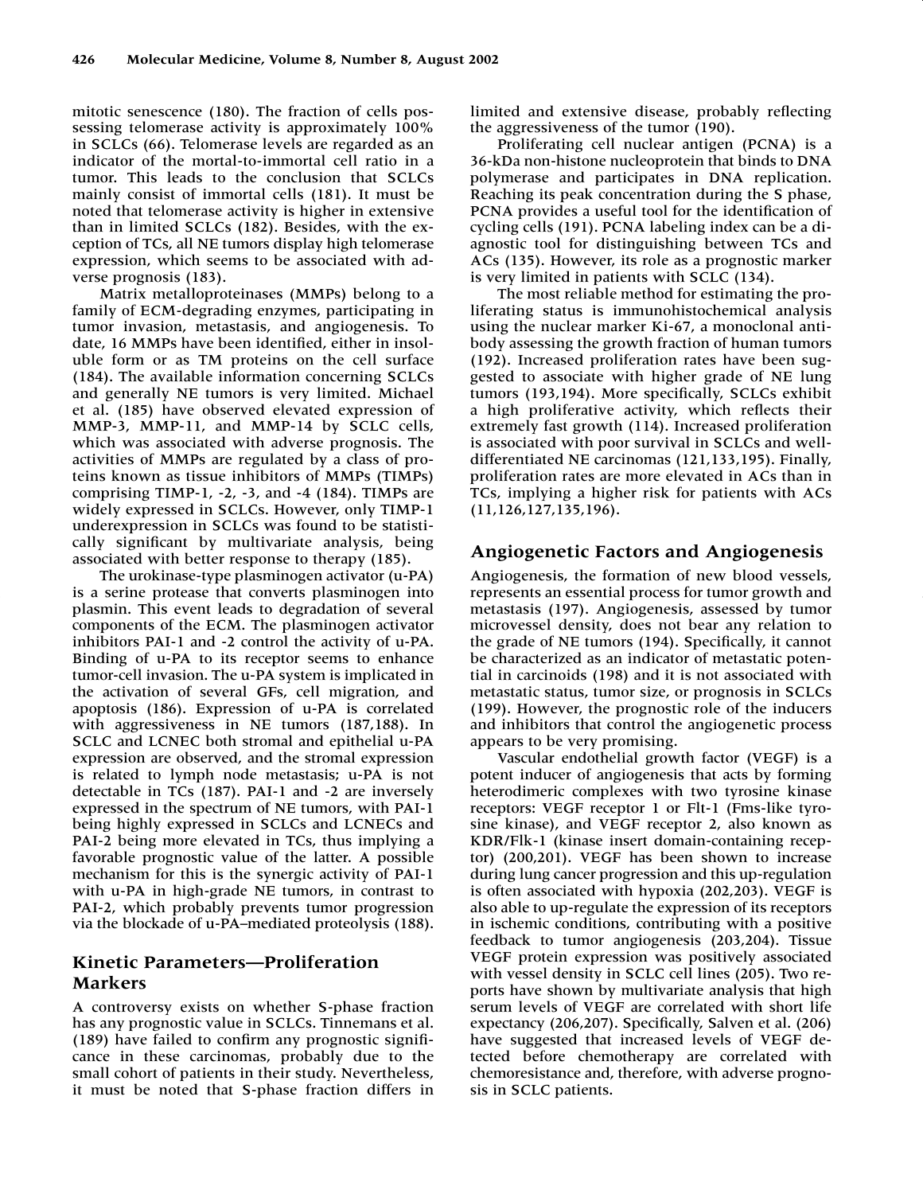mitotic senescence (180). The fraction of cells possessing telomerase activity is approximately 100% in SCLCs (66). Telomerase levels are regarded as an indicator of the mortal-to-immortal cell ratio in a tumor. This leads to the conclusion that SCLCs mainly consist of immortal cells (181). It must be noted that telomerase activity is higher in extensive than in limited SCLCs (182). Besides, with the exception of TCs, all NE tumors display high telomerase expression, which seems to be associated with adverse prognosis (183).

Matrix metalloproteinases (MMPs) belong to a family of ECM-degrading enzymes, participating in tumor invasion, metastasis, and angiogenesis. To date, 16 MMPs have been identified, either in insoluble form or as TM proteins on the cell surface (184). The available information concerning SCLCs and generally NE tumors is very limited. Michael et al. (185) have observed elevated expression of MMP-3, MMP-11, and MMP-14 by SCLC cells, which was associated with adverse prognosis. The activities of MMPs are regulated by a class of proteins known as tissue inhibitors of MMPs (TIMPs) comprising TIMP-1, -2, -3, and -4 (184). TIMPs are widely expressed in SCLCs. However, only TIMP-1 underexpression in SCLCs was found to be statistically significant by multivariate analysis, being associated with better response to therapy (185).

The urokinase-type plasminogen activator (u-PA) is a serine protease that converts plasminogen into plasmin. This event leads to degradation of several components of the ECM. The plasminogen activator inhibitors PAI-1 and -2 control the activity of u-PA. Binding of u-PA to its receptor seems to enhance tumor-cell invasion. The u-PA system is implicated in the activation of several GFs, cell migration, and apoptosis (186). Expression of u-PA is correlated with aggressiveness in NE tumors (187,188). In SCLC and LCNEC both stromal and epithelial u-PA expression are observed, and the stromal expression is related to lymph node metastasis; u-PA is not detectable in TCs (187). PAI-1 and -2 are inversely expressed in the spectrum of NE tumors, with PAI-1 being highly expressed in SCLCs and LCNECs and PAI-2 being more elevated in TCs, thus implying a favorable prognostic value of the latter. A possible mechanism for this is the synergic activity of PAI-1 with u-PA in high-grade NE tumors, in contrast to PAI-2, which probably prevents tumor progression via the blockade of u-PA–mediated proteolysis (188).

## Kinetic Parameters—Proliferation Markers

A controversy exists on whether S-phase fraction has any prognostic value in SCLCs. Tinnemans et al. (189) have failed to confirm any prognostic significance in these carcinomas, probably due to the small cohort of patients in their study. Nevertheless, it must be noted that S-phase fraction differs in limited and extensive disease, probably reflecting the aggressiveness of the tumor (190).

Proliferating cell nuclear antigen (PCNA) is a 36-kDa non-histone nucleoprotein that binds to DNA polymerase and participates in DNA replication. Reaching its peak concentration during the S phase, PCNA provides a useful tool for the identification of cycling cells (191). PCNA labeling index can be a diagnostic tool for distinguishing between TCs and ACs (135). However, its role as a prognostic marker is very limited in patients with SCLC (134).

The most reliable method for estimating the proliferating status is immunohistochemical analysis using the nuclear marker Ki-67, a monoclonal antibody assessing the growth fraction of human tumors (192). Increased proliferation rates have been suggested to associate with higher grade of NE lung tumors (193,194). More specifically, SCLCs exhibit a high proliferative activity, which reflects their extremely fast growth (114). Increased proliferation is associated with poor survival in SCLCs and well-differentiated NE carcinomas (121,133,195). Finally, proliferation rates are more elevated in ACs than in TCs, implying a higher risk for patients with ACs (11,126,127,135,196).

## Angiogenetic Factors and Angiogenesis

Angiogenesis, the formation of new blood vessels, represents an essential process for tumor growth and metastasis (197). Angiogenesis, assessed by tumor microvessel density, does not bear any relation to the grade of NE tumors (194). Specifically, it cannot be characterized as an indicator of metastatic potential in carcinoids (198) and it is not associated with metastatic status, tumor size, or prognosis in SCLCs (199). However, the prognostic role of the inducers and inhibitors that control the angiogenetic process appears to be very promising.

Vascular endothelial growth factor (VEGF) is a potent inducer of angiogenesis that acts by forming heterodimeric complexes with two tyrosine kinase receptors: VEGF receptor 1 or Flt-1 (Fms-like tyrosine kinase), and VEGF receptor 2, also known as KDR/Flk-1 (kinase insert domain-containing receptor) (200,201). VEGF has been shown to increase during lung cancer progression and this up-regulation is often associated with hypoxia (202,203). VEGF is also able to up-regulate the expression of its receptors in ischemic conditions, contributing with a positive feedback to tumor angiogenesis (203,204). Tissue VEGF protein expression was positively associated with vessel density in SCLC cell lines (205). Two reports have shown by multivariate analysis that high serum levels of VEGF are correlated with short life expectancy (206,207). Specifically, Salven et al. (206) have suggested that increased levels of VEGF detected before chemotherapy are correlated with chemoresistance and, therefore, with adverse prognosis in SCLC patients.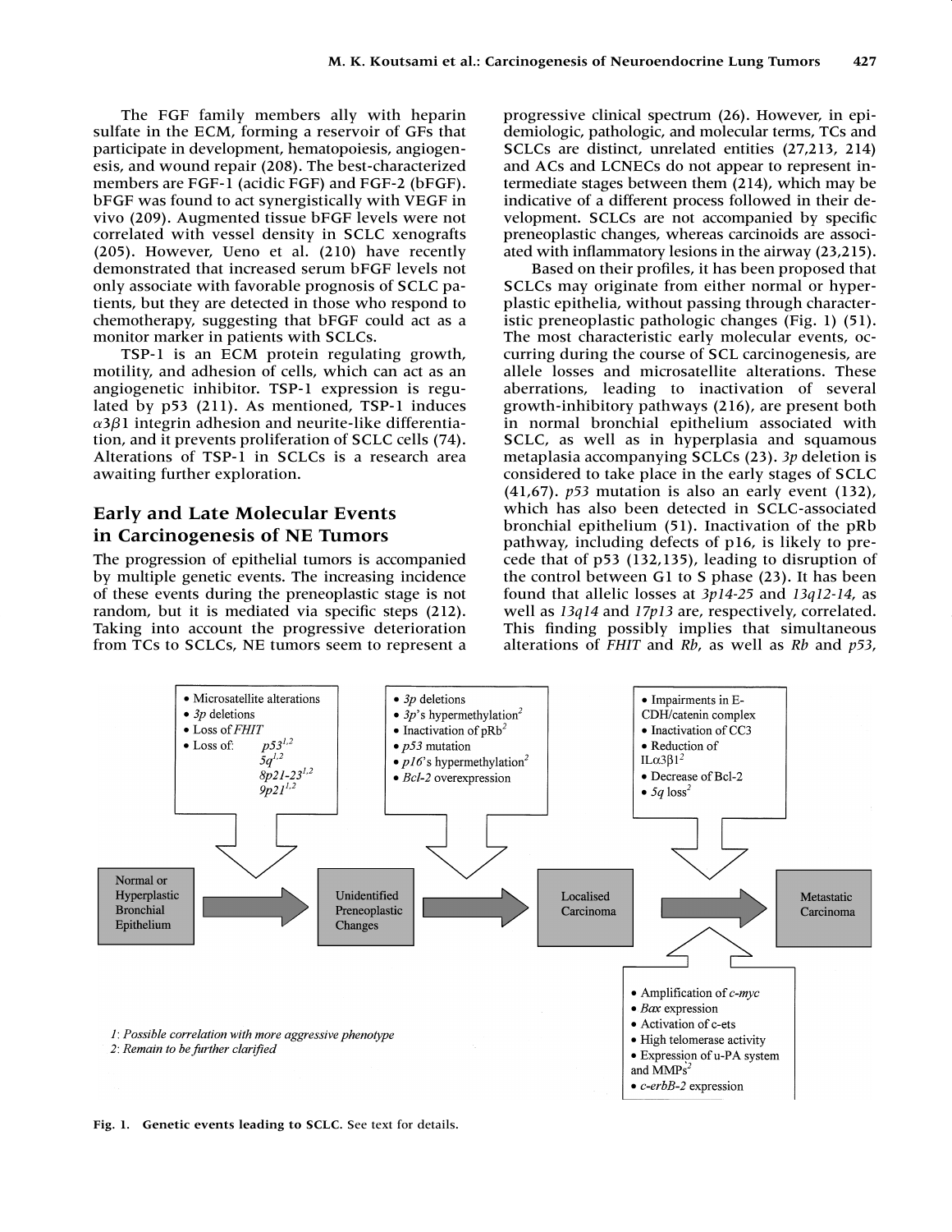The FGF family members ally with heparin sulfate in the ECM, forming a reservoir of GFs that participate in development, hematopoiesis, angiogenesis, and wound repair (208). The best-characterized members are FGF-1 (acidic FGF) and FGF-2 (bFGF). bFGF was found to act synergistically with VEGF in vivo (209). Augmented tissue bFGF levels were not correlated with vessel density in SCLC xenografts (205). However, Ueno et al. (210) have recently demonstrated that increased serum bFGF levels not only associate with favorable prognosis of SCLC patients, but they are detected in those who respond to chemotherapy, suggesting that bFGF could act as a monitor marker in patients with SCLCs.

TSP-1 is an ECM protein regulating growth, motility, and adhesion of cells, which can act as an angiogenetic inhibitor. TSP-1 expression is regulated by p53 (211). As mentioned, TSP-1 induces $\alpha3\beta1$ integrin adhesion and neurite-like differentiation, and it prevents proliferation of SCLC cells (74). Alterations of TSP-1 in SCLCs is a research area awaiting further exploration.

## Early and Late Molecular Events in Carcinogenesis of NE Tumors

The progression of epithelial tumors is accompanied by multiple genetic events. The increasing incidence of these events during the preneoplastic stage is not random, but it is mediated via specific steps (212). Taking into account the progressive deterioration from TCs to SCLCs, NE tumors seem to represent a progressive clinical spectrum (26). However, in epidemiologic, pathologic, and molecular terms, TCs and SCLCs are distinct, unrelated entities (27,213, 214) and ACs and LCNECs do not appear to represent intermediate stages between them (214), which may be indicative of a different process followed in their development. SCLCs are not accompanied by specific preneoplastic changes, whereas carcinoids are associated with inflammatory lesions in the airway (23,215).

Based on their profiles, it has been proposed that SCLCs may originate from either normal or hyperplastic epithelia, without passing through characteristic preneoplastic pathologic changes (Fig. 1) (51). The most characteristic early molecular events, occurring during the course of SCL carcinogenesis, are allele losses and microsatellite alterations. These aberrations, leading to inactivation of several growth-inhibitory pathways (216), are present both in normal bronchial epithelium associated with SCLC, as well as in hyperplasia and squamous metaplasia accompanying SCLCs (23). *3p* deletion is considered to take place in the early stages of SCLC (41,67). *p53* mutation is also an early event (132), which has also been detected in SCLC-associated bronchial epithelium (51). Inactivation of the pRb pathway, including defects of p16, is likely to precede that of p53 (132,135), leading to disruption of the control between G1 to S phase (23). It has been found that allelic losses at *3p14-25* and *13q12-14*, as well as *13q14* and *17p13* are, respectively, correlated. This finding possibly implies that simultaneous alterations of *FHIT* and *Rb*, as well as *Rb* and *p53*,

Normal or Hyperplastic Bronchial Epithelium → Unidentified Preneoplastic Changes → Localised Carcinoma → Metastatic Carcinoma

- Microsatellite alterations
- *3p* deletions
- Loss of *FHIT*
- Loss of: *p53*[1,2], *5q*[1,2], *8p21-23*[1,2], *9p21*[1,2]

- *3p* deletions
- *3p*'s hypermethylation[2]
- Inactivation of pRb[2]
- *p53* mutation
- *p16*'s hypermethylation[2]
- *Bcl-2* overexpression

- Impairments in E-CDH/catenin complex
- Inactivation of CC3
- Reduction of ILα3β1[2]
- Decrease of Bcl-2
- *5q* loss[2]

- Amplification of *c-myc*
- *Bax* expression
- Activation of c-ets
- High telomerase activity
- Expression of u-PA system and MMPs[2]
- *c-erbB-2* expression

*1: Possible correlation with more aggressive phenotype*
*2: Remain to be further clarified*

**Fig. 1. Genetic events leading to SCLC.** See text for details.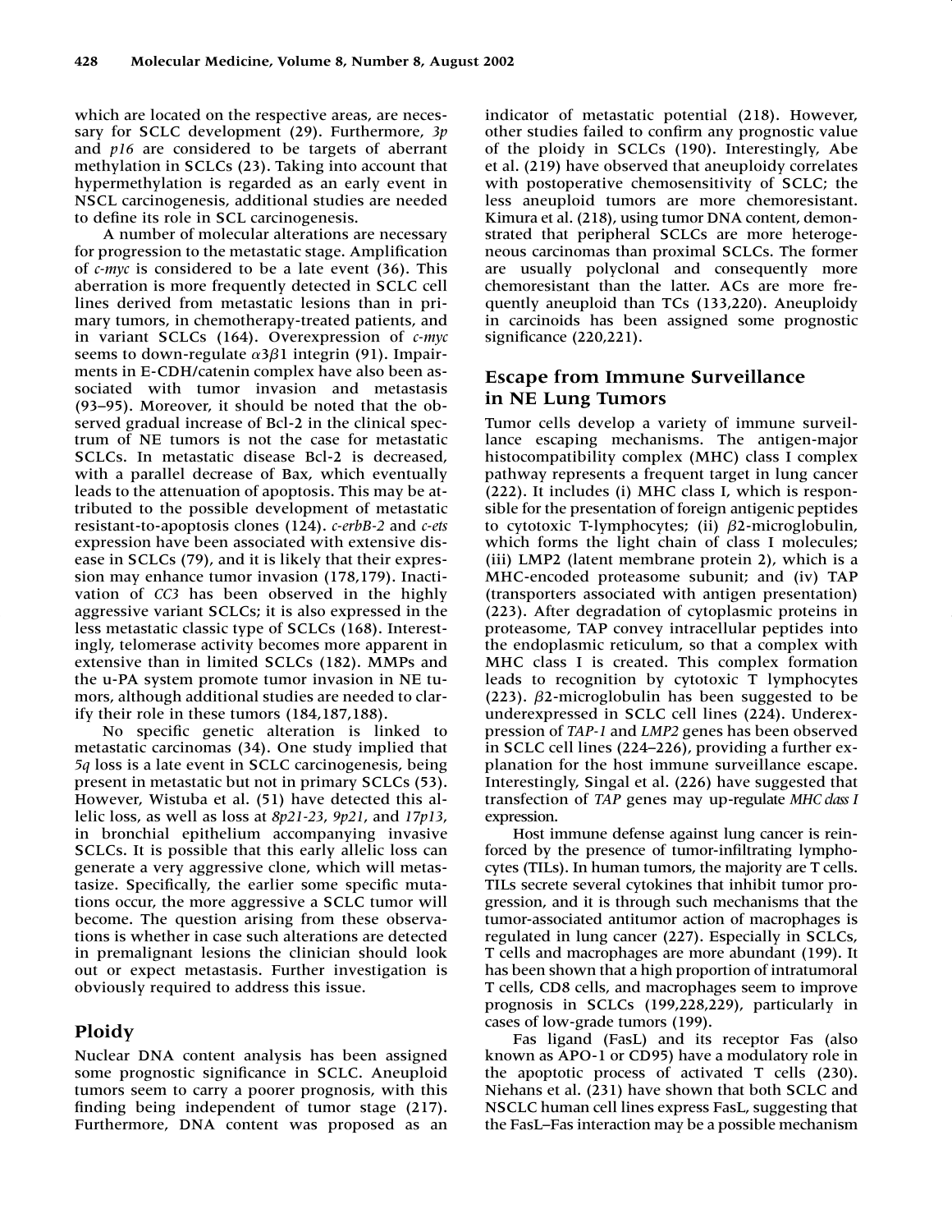which are located on the respective areas, are necessary for SCLC development (29). Furthermore, *3p* and *p16* are considered to be targets of aberrant methylation in SCLCs (23). Taking into account that hypermethylation is regarded as an early event in NSCL carcinogenesis, additional studies are needed to define its role in SCL carcinogenesis.

A number of molecular alterations are necessary for progression to the metastatic stage. Amplification of *c-myc* is considered to be a late event (36). This aberration is more frequently detected in SCLC cell lines derived from metastatic lesions than in primary tumors, in chemotherapy-treated patients, and in variant SCLCs (164). Overexpression of *c-myc* seems to down-regulate $\alpha3\beta1$ integrin (91). Impairments in E-CDH/catenin complex have also been associated with tumor invasion and metastasis (93–95). Moreover, it should be noted that the observed gradual increase of Bcl-2 in the clinical spectrum of NE tumors is not the case for metastatic SCLCs. In metastatic disease Bcl-2 is decreased, with a parallel decrease of Bax, which eventually leads to the attenuation of apoptosis. This may be attributed to the possible development of metastatic resistant-to-apoptosis clones (124). *c-erbB-2* and *c-ets* expression have been associated with extensive disease in SCLCs (79), and it is likely that their expression may enhance tumor invasion (178,179). Inactivation of *CC3* has been observed in the highly aggressive variant SCLCs; it is also expressed in the less metastatic classic type of SCLCs (168). Interestingly, telomerase activity becomes more apparent in extensive than in limited SCLCs (182). MMPs and the u-PA system promote tumor invasion in NE tumors, although additional studies are needed to clarify their role in these tumors (184,187,188).

No specific genetic alteration is linked to metastatic carcinomas (34). One study implied that *5q* loss is a late event in SCLC carcinogenesis, being present in metastatic but not in primary SCLCs (53). However, Wistuba et al. (51) have detected this allelic loss, as well as loss at *8p21-23*, *9p21*, and *17p13*, in bronchial epithelium accompanying invasive SCLCs. It is possible that this early allelic loss can generate a very aggressive clone, which will metastasize. Specifically, the earlier some specific mutations occur, the more aggressive a SCLC tumor will become. The question arising from these observations is whether in case such alterations are detected in premalignant lesions the clinician should look out or expect metastasis. Further investigation is obviously required to address this issue.

## Ploidy

Nuclear DNA content analysis has been assigned some prognostic significance in SCLC. Aneuploid tumors seem to carry a poorer prognosis, with this finding being independent of tumor stage (217). Furthermore, DNA content was proposed as an indicator of metastatic potential (218). However, other studies failed to confirm any prognostic value of the ploidy in SCLCs (190). Interestingly, Abe et al. (219) have observed that aneuploidy correlates with postoperative chemosensitivity of SCLC; the less aneuploid tumors are more chemoresistant. Kimura et al. (218), using tumor DNA content, demonstrated that peripheral SCLCs are more heterogeneous carcinomas than proximal SCLCs. The former are usually polyclonal and consequently more chemoresistant than the latter. ACs are more frequently aneuploid than TCs (133,220). Aneuploidy in carcinoids has been assigned some prognostic significance (220,221).

## Escape from Immune Surveillance in NE Lung Tumors

Tumor cells develop a variety of immune surveillance escaping mechanisms. The antigen-major histocompatibility complex (MHC) class I complex pathway represents a frequent target in lung cancer (222). It includes (i) MHC class I, which is responsible for the presentation of foreign antigenic peptides to cytotoxic T-lymphocytes; (ii) $\beta$2-microglobulin, which forms the light chain of class I molecules; (iii) LMP2 (latent membrane protein 2), which is a MHC-encoded proteasome subunit; and (iv) TAP (transporters associated with antigen presentation) (223). After degradation of cytoplasmic proteins in proteasome, TAP convey intracellular peptides into the endoplasmic reticulum, so that a complex with MHC class I is created. This complex formation leads to recognition by cytotoxic T lymphocytes (223). $\beta$2-microglobulin has been suggested to be underexpressed in SCLC cell lines (224). Underexpression of *TAP-1* and *LMP2* genes has been observed in SCLC cell lines (224–226), providing a further explanation for the host immune surveillance escape. Interestingly, Singal et al. (226) have suggested that transfection of *TAP* genes may up-regulate *MHC class I* expression.

Host immune defense against lung cancer is reinforced by the presence of tumor-infiltrating lymphocytes (TILs). In human tumors, the majority are T cells. TILs secrete several cytokines that inhibit tumor progression, and it is through such mechanisms that the tumor-associated antitumor action of macrophages is regulated in lung cancer (227). Especially in SCLCs, T cells and macrophages are more abundant (199). It has been shown that a high proportion of intratumoral T cells, CD8 cells, and macrophages seem to improve prognosis in SCLCs (199,228,229), particularly in cases of low-grade tumors (199).

Fas ligand (FasL) and its receptor Fas (also known as APO-1 or CD95) have a modulatory role in the apoptotic process of activated T cells (230). Niehans et al. (231) have shown that both SCLC and NSCLC human cell lines express FasL, suggesting that the FasL–Fas interaction may be a possible mechanism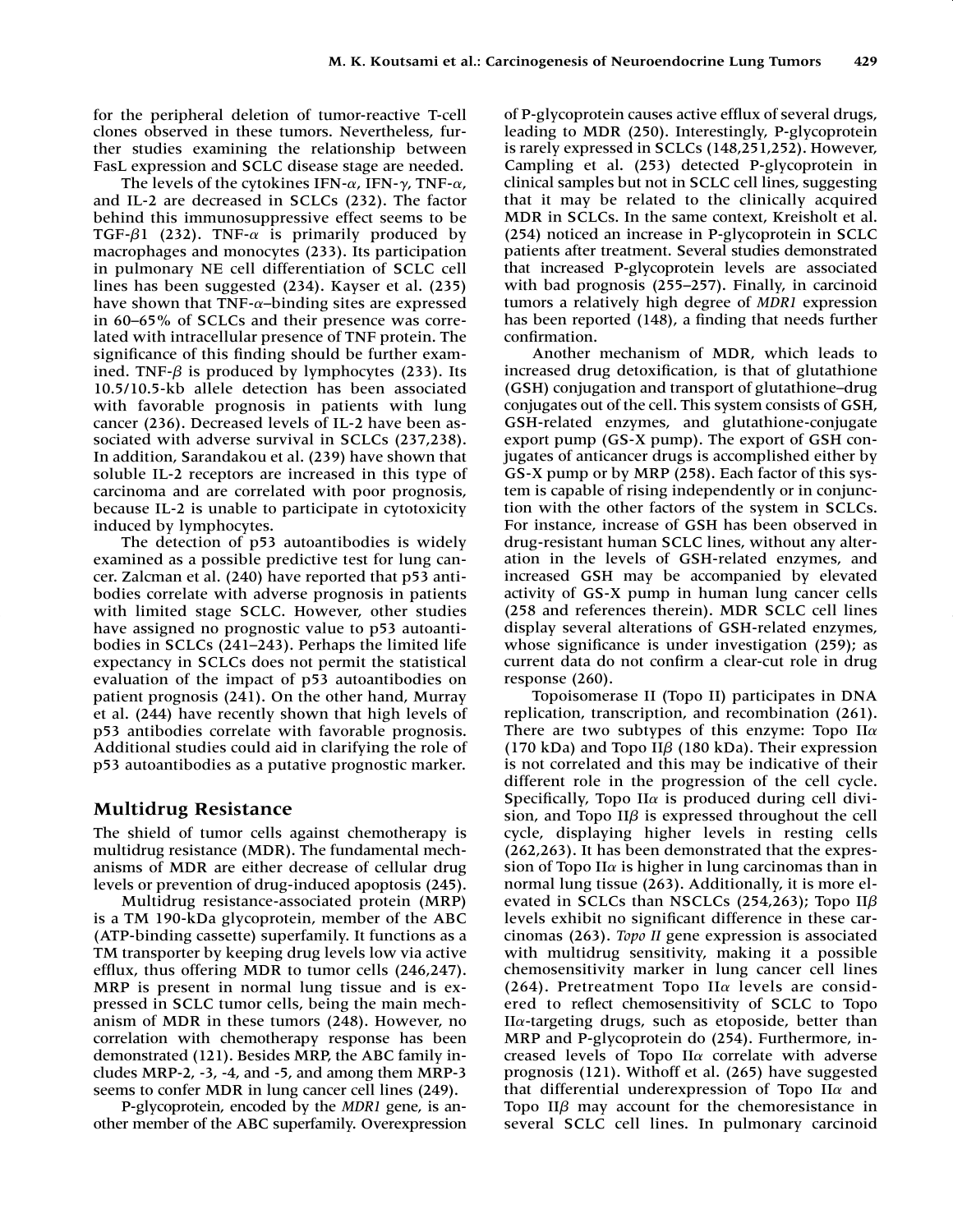for the peripheral deletion of tumor-reactive T-cell clones observed in these tumors. Nevertheless, further studies examining the relationship between FasL expression and SCLC disease stage are needed.

The levels of the cytokines IFN-$\alpha$, IFN-$\gamma$, TNF-$\alpha$, and IL-2 are decreased in SCLCs (232). The factor behind this immunosuppressive effect seems to be TGF-$\beta$1 (232). TNF-$\alpha$ is primarily produced by macrophages and monocytes (233). Its participation in pulmonary NE cell differentiation of SCLC cell lines has been suggested (234). Kayser et al. (235) have shown that TNF-$\alpha$–binding sites are expressed in 60–65% of SCLCs and their presence was correlated with intracellular presence of TNF protein. The significance of this finding should be further examined. TNF-$\beta$ is produced by lymphocytes (233). Its 10.5/10.5-kb allele detection has been associated with favorable prognosis in patients with lung cancer (236). Decreased levels of IL-2 have been associated with adverse survival in SCLCs (237,238). In addition, Sarandakou et al. (239) have shown that soluble IL-2 receptors are increased in this type of carcinoma and are correlated with poor prognosis, because IL-2 is unable to participate in cytotoxicity induced by lymphocytes.

The detection of p53 autoantibodies is widely examined as a possible predictive test for lung cancer. Zalcman et al. (240) have reported that p53 antibodies correlate with adverse prognosis in patients with limited stage SCLC. However, other studies have assigned no prognostic value to p53 autoantibodies in SCLCs (241–243). Perhaps the limited life expectancy in SCLCs does not permit the statistical evaluation of the impact of p53 autoantibodies on patient prognosis (241). On the other hand, Murray et al. (244) have recently shown that high levels of p53 antibodies correlate with favorable prognosis. Additional studies could aid in clarifying the role of p53 autoantibodies as a putative prognostic marker.

## Multidrug Resistance

The shield of tumor cells against chemotherapy is multidrug resistance (MDR). The fundamental mechanisms of MDR are either decrease of cellular drug levels or prevention of drug-induced apoptosis (245).

Multidrug resistance-associated protein (MRP) is a TM 190-kDa glycoprotein, member of the ABC (ATP-binding cassette) superfamily. It functions as a TM transporter by keeping drug levels low via active efflux, thus offering MDR to tumor cells (246,247). MRP is present in normal lung tissue and is expressed in SCLC tumor cells, being the main mechanism of MDR in these tumors (248). However, no correlation with chemotherapy response has been demonstrated (121). Besides MRP, the ABC family includes MRP-2, -3, -4, and -5, and among them MRP-3 seems to confer MDR in lung cancer cell lines (249).

P-glycoprotein, encoded by the *MDR1* gene, is another member of the ABC superfamily. Overexpression of P-glycoprotein causes active efflux of several drugs, leading to MDR (250). Interestingly, P-glycoprotein is rarely expressed in SCLCs (148,251,252). However, Campling et al. (253) detected P-glycoprotein in clinical samples but not in SCLC cell lines, suggesting that it may be related to the clinically acquired MDR in SCLCs. In the same context, Kreisholt et al. (254) noticed an increase in P-glycoprotein in SCLC patients after treatment. Several studies demonstrated that increased P-glycoprotein levels are associated with bad prognosis (255–257). Finally, in carcinoid tumors a relatively high degree of *MDR1* expression has been reported (148), a finding that needs further confirmation.

Another mechanism of MDR, which leads to increased drug detoxification, is that of glutathione (GSH) conjugation and transport of glutathione–drug conjugates out of the cell. This system consists of GSH, GSH-related enzymes, and glutathione-conjugate export pump (GS-X pump). The export of GSH conjugates of anticancer drugs is accomplished either by GS-X pump or by MRP (258). Each factor of this system is capable of rising independently or in conjunction with the other factors of the system in SCLCs. For instance, increase of GSH has been observed in drug-resistant human SCLC lines, without any alteration in the levels of GSH-related enzymes, and increased GSH may be accompanied by elevated activity of GS-X pump in human lung cancer cells (258 and references therein). MDR SCLC cell lines display several alterations of GSH-related enzymes, whose significance is under investigation (259); as current data do not confirm a clear-cut role in drug response (260).

Topoisomerase II (Topo II) participates in DNA replication, transcription, and recombination (261). There are two subtypes of this enzyme: Topo II$\alpha$ (170 kDa) and Topo II$\beta$ (180 kDa). Their expression is not correlated and this may be indicative of their different role in the progression of the cell cycle. Specifically, Topo II$\alpha$ is produced during cell division, and Topo II$\beta$ is expressed throughout the cell cycle, displaying higher levels in resting cells (262,263). It has been demonstrated that the expression of Topo II$\alpha$ is higher in lung carcinomas than in normal lung tissue (263). Additionally, it is more elevated in SCLCs than NSCLCs (254,263); Topo II$\beta$ levels exhibit no significant difference in these carcinomas (263). *Topo II* gene expression is associated with multidrug sensitivity, making it a possible chemosensitivity marker in lung cancer cell lines (264). Pretreatment Topo II$\alpha$ levels are considered to reflect chemosensitivity of SCLC to Topo II$\alpha$-targeting drugs, such as etoposide, better than MRP and P-glycoprotein do (254). Furthermore, increased levels of Topo II$\alpha$ correlate with adverse prognosis (121). Withoff et al. (265) have suggested that differential underexpression of Topo II$\alpha$ and Topo II$\beta$ may account for the chemoresistance in several SCLC cell lines. In pulmonary carcinoid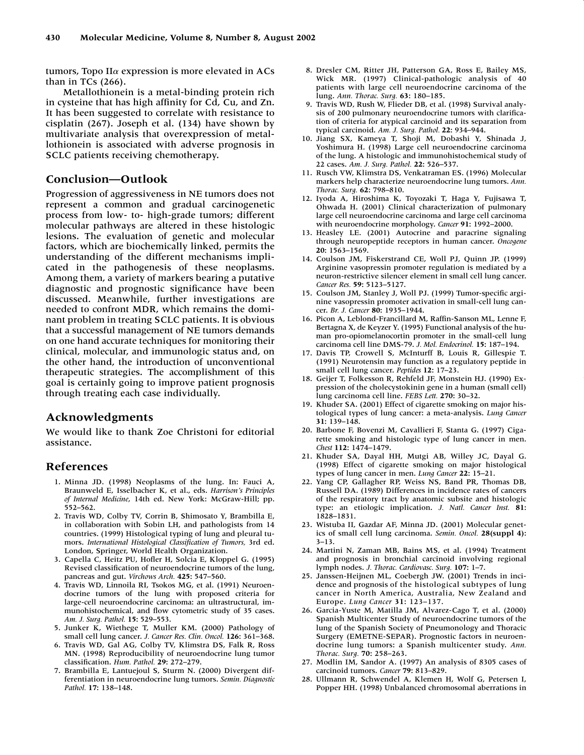tumors, Topo II$\alpha$ expression is more elevated in ACs than in TCs (266).

Metallothionein is a metal-binding protein rich in cysteine that has high affinity for Cd, Cu, and Zn. It has been suggested to correlate with resistance to cisplatin (267). Joseph et al. (134) have shown by multivariate analysis that overexpression of metallothionein is associated with adverse prognosis in SCLC patients receiving chemotherapy.

## Conclusion—Outlook

Progression of aggressiveness in NE tumors does not represent a common and gradual carcinogenetic process from low- to- high-grade tumors; different molecular pathways are altered in these histologic lesions. The evaluation of genetic and molecular factors, which are biochemically linked, permits the understanding of the different mechanisms implicated in the pathogenesis of these neoplasms. Among them, a variety of markers bearing a putative diagnostic and prognostic significance have been discussed. Meanwhile, further investigations are needed to confront MDR, which remains the dominant problem in treating SCLC patients. It is obvious that a successful management of NE tumors demands on one hand accurate techniques for monitoring their clinical, molecular, and immunologic status and, on the other hand, the introduction of unconventional therapeutic strategies. The accomplishment of this goal is certainly going to improve patient prognosis through treating each case individually.

## Acknowledgments

We would like to thank Zoe Christoni for editorial assistance.

## References

1. Minna JD. (1998) Neoplasms of the lung. In: Fauci A, Braunweld E, Isselbacher K, et al., eds. *Harrison's Principles of Internal Medicine*, 14th ed. New York: McGraw-Hill; pp. 552–562.
2. Travis WD, Colby TV, Corrin B, Shimosato Y, Brambilla E, in collaboration with Sobin LH, and pathologists from 14 countries. (1999) Histological typing of lung and pleural tumors. *International Histological Classification of Tumors*, 3rd ed. London, Springer, World Health Organization.
3. Capella C, Heitz PU, Hofler H, Solcia E, Kloppel G. (1995) Revised classification of neuroendocrine tumors of the lung, pancreas and gut. *Virchows Arch.* **425**: 547–560.
4. Travis WD, Linnoila RI, Tsokos MG, et al. (1991) Neuroendocrine tumors of the lung with proposed criteria for large-cell neuroendocrine carcinoma: an ultrastructural, immunohistochemical, and flow cytometric study of 35 cases. *Am. J. Surg. Pathol.* **15**: 529–553.
5. Junker K, Wiethege T, Muller KM. (2000) Pathology of small cell lung cancer. *J. Cancer Res. Clin. Oncol.* **126**: 361–368.
6. Travis WD, Gal AG, Colby TV, Klimstra DS, Falk R, Ross MN. (1998) Reproducibility of neuroendocrine lung tumor classification. *Hum. Pathol.* **29**: 272–279.
7. Brambilla E, Lantuejoul S, Sturm N. (2000) Divergent differentiation in neuroendocrine lung tumors. *Semin. Diagnostic Pathol.* **17**: 138–148.
8. Dresler CM, Ritter JH, Patterson GA, Ross E, Bailey MS, Wick MR. (1997) Clinical-pathologic analysis of 40 patients with large cell neuroendocrine carcinoma of the lung. *Ann. Thorac. Surg.* **63**: 180–185.
9. Travis WD, Rush W, Flieder DB, et al. (1998) Survival analysis of 200 pulmonary neuroendocrine tumors with clarification of criteria for atypical carcinoid and its separation from typical carcinoid. *Am. J. Surg. Pathol.* **22**: 934–944.
10. Jiang SX, Kameya T, Shoji M, Dobashi Y, Shinada J, Yoshimura H. (1998) Large cell neuroendocrine carcinoma of the lung. A histologic and immunohistochemical study of 22 cases. *Am. J. Surg. Pathol.* **22**: 526–537.
11. Rusch VW, Klimstra DS, Venkatraman ES. (1996) Molecular markers help characterize neuroendocrine lung tumors. *Ann. Thorac. Surg.* **62**: 798–810.
12. Iyoda A, Hiroshima K, Toyozaki T, Haga Y, Fujisawa T, Ohwada H. (2001) Clinical characterization of pulmonary large cell neuroendocrine carcinoma and large cell carcinoma with neuroendocrine morphology. *Cancer* **91**: 1992–2000.
13. Heasley LE. (2001) Autocrine and paracrine signaling through neuropeptide receptors in human cancer. *Oncogene* **20**: 1563–1569.
14. Coulson JM, Fiskerstrand CE, Woll PJ, Quinn JP. (1999) Arginine vasopressin promoter regulation is mediated by a neuron-restrictive silencer element in small cell lung cancer. *Cancer Res.* **59**: 5123–5127.
15. Coulson JM, Stanley J, Woll PJ. (1999) Tumor-specific arginine vasopressin promoter activation in small-cell lung cancer. *Br. J. Cancer* **80**: 1935–1944.
16. Picon A, Leblond-Francillard M, Raffin-Sanson ML, Lenne F, Bertagna X, de Keyzer Y. (1995) Functional analysis of the human pro-opiomelanocortin promoter in the small-cell lung carcinoma cell line DMS-79. *J. Mol. Endocrinol.* **15**: 187–194.
17. Davis TP, Crowell S, McInturff B, Louis R, Gillespie T. (1991) Neurotensin may function as a regulatory peptide in small cell lung cancer. *Peptides* **12**: 17–23.
18. Geijer T, Folkesson R, Rehfeld JF, Monstein HJ. (1990) Expression of the cholecystokinin gene in a human (small cell) lung carcinoma cell line. *FEBS Lett.* **270**: 30–32.
19. Khuder SA. (2001) Effect of cigarette smoking on major histological types of lung cancer: a meta-analysis. *Lung Cancer* **31**: 139–148.
20. Barbone F, Bovenzi M, Cavallieri F, Stanta G. (1997) Cigarette smoking and histologic type of lung cancer in men. *Chest* **112**: 1474–1479.
21. Khuder SA, Dayal HH, Mutgi AB, Willey JC, Dayal G. (1998) Effect of cigarette smoking on major histological types of lung cancer in men. *Lung Cancer* **22**: 15–21.
22. Yang CP, Gallagher RP, Weiss NS, Band PR, Thomas DB, Russell DA. (1989) Differences in incidence rates of cancers of the respiratory tract by anatomic subsite and histologic type: an etiologic implication. *J. Natl. Cancer Inst.* **81**: 1828–1831.
23. Wistuba II, Gazdar AF, Minna JD. (2001) Molecular genetics of small cell lung carcinoma. *Semin. Oncol.* **28(suppl 4)**: 3–13.
24. Martini N, Zaman MB, Bains MS, et al. (1994) Treatment and prognosis in bronchial carcinoid involving regional lymph nodes. *J. Thorac. Cardiovasc. Surg.* **107**: 1–7.
25. Janssen-Heijnen ML, Coebergh JW. (2001) Trends in incidence and prognosis of the histological subtypes of lung cancer in North America, Australia, New Zealand and Europe. *Lung Cancer* **31**: 123–137.
26. Garcia-Yuste M, Matilla JM, Alvarez-Cago T, et al. (2000) Spanish Multicenter Study of neuroendocrine tumors of the lung of the Spanish Society of Pneumonology and Thoracic Surgery (EMETNE-SEPAR). Prognostic factors in neuroendocrine lung tumors: a Spanish multicenter study. *Ann. Thorac. Surg.* **70**: 258–263.
27. Modlin IM, Sandor A. (1997) An analysis of 8305 cases of carcinoid tumors. *Cancer* **79**: 813–829.
28. Ullmann R, Schwendel A, Klemen H, Wolf G, Petersen I, Popper HH. (1998) Unbalanced chromosomal aberrations in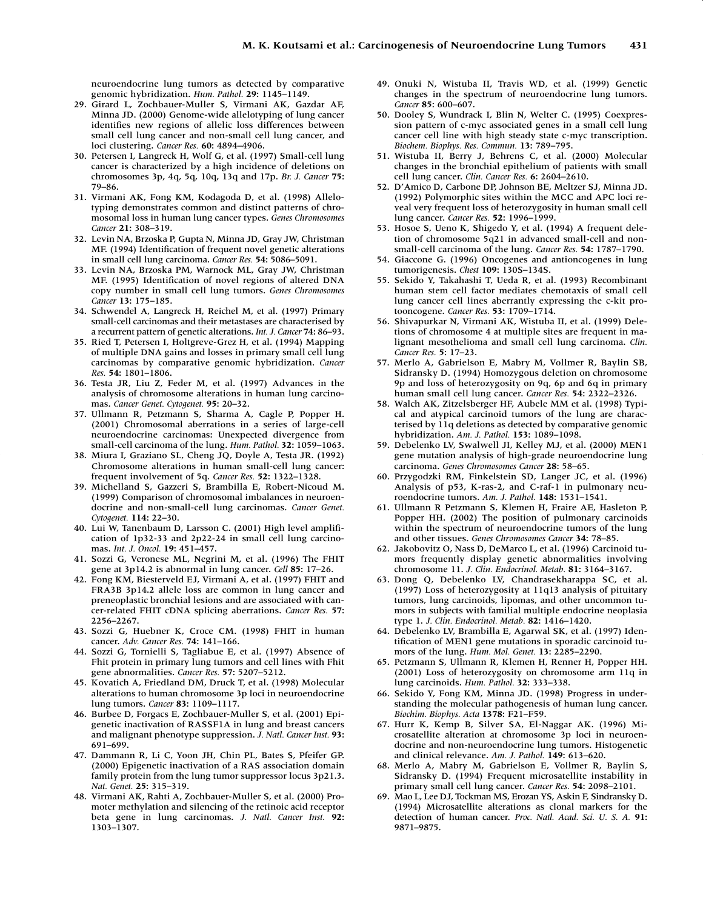neuroendocrine lung tumors as detected by comparative genomic hybridization. *Hum. Pathol.* **29**: 1145–1149.

29. Girard L, Zochbauer-Muller S, Virmani AK, Gazdar AF, Minna JD. (2000) Genome-wide allelotyping of lung cancer identifies new regions of allelic loss differences between small cell lung cancer and non-small cell lung cancer, and loci clustering. *Cancer Res.* **60**: 4894–4906.
30. Petersen I, Langreck H, Wolf G, et al. (1997) Small-cell lung cancer is characterized by a high incidence of deletions on chromosomes 3p, 4q, 5q, 10q, 13q and 17p. *Br. J. Cancer* **75**: 79–86.
31. Virmani AK, Fong KM, Kodagoda D, et al. (1998) Allelotyping demonstrates common and distinct patterns of chromosomal loss in human lung cancer types. *Genes Chromosomes Cancer* **21**: 308–319.
32. Levin NA, Brzoska P, Gupta N, Minna JD, Gray JW, Christman MF. (1994) Identification of frequent novel genetic alterations in small cell lung carcinoma. *Cancer Res.* **54**: 5086–5091.
33. Levin NA, Brzoska PM, Warnock ML, Gray JW, Christman MF. (1995) Identification of novel regions of altered DNA copy number in small cell lung tumors. *Genes Chromosomes Cancer* **13**: 175–185.
34. Schwendel A, Langreck H, Reichel M, et al. (1997) Primary small-cell carcinomas and their metastases are characterised by a recurrent pattern of genetic alterations. *Int. J. Cancer* **74**: 86–93.
35. Ried T, Petersen I, Holtgreve-Grez H, et al. (1994) Mapping of multiple DNA gains and losses in primary small cell lung carcinomas by comparative genomic hybridization. *Cancer Res.* **54**: 1801–1806.
36. Testa JR, Liu Z, Feder M, et al. (1997) Advances in the analysis of chromosome alterations in human lung carcinomas. *Cancer Genet. Cytogenet.* **95**: 20–32.
37. Ullmann R, Petzmann S, Sharma A, Cagle P, Popper H. (2001) Chromosomal aberrations in a series of large-cell neuroendocrine carcinomas: Unexpected divergence from small-cell carcinoma of the lung. *Hum. Pathol.* **32**: 1059–1063.
38. Miura I, Graziano SL, Cheng JQ, Doyle A, Testa JR. (1992) Chromosome alterations in human small-cell lung cancer: frequent involvement of 5q. *Cancer Res.* **52**: 1322–1328.
39. Michelland S, Gazzeri S, Brambilla E, Robert-Nicoud M. (1999) Comparison of chromosomal imbalances in neuroendocrine and non-small-cell lung carcinomas. *Cancer Genet. Cytogenet.* **114**: 22–30.
40. Lui W, Tanenbaum D, Larsson C. (2001) High level amplification of 1p32-33 and 2p22-24 in small cell lung carcinomas. *Int. J. Oncol.* **19**: 451–457.
41. Sozzi G, Veronese ML, Negrini M, et al. (1996) The FHIT gene at 3p14.2 is abnormal in lung cancer. *Cell* **85**: 17–26.
42. Fong KM, Biesterveld EJ, Virmani A, et al. (1997) FHIT and FRA3B 3p14.2 allele loss are common in lung cancer and preneoplastic bronchial lesions and are associated with cancer-related FHIT cDNA splicing aberrations. *Cancer Res.* **57**: 2256–2267.
43. Sozzi G, Huebner K, Croce CM. (1998) FHIT in human cancer. *Adv. Cancer Res.* **74**: 141–166.
44. Sozzi G, Tornielli S, Tagliabue E, et al. (1997) Absence of Fhit protein in primary lung tumors and cell lines with Fhit gene abnormalities. *Cancer Res.* **57**: 5207–5212.
45. Kovatich A, Friedland DM, Druck T, et al. (1998) Molecular alterations to human chromosome 3p loci in neuroendocrine lung tumors. *Cancer* **83**: 1109–1117.
46. Burbee D, Forgacs E, Zochbauer-Muller S, et al. (2001) Epigenetic inactivation of RASSF1A in lung and breast cancers and malignant phenotype suppression. *J. Natl. Cancer Inst.* **93**: 691–699.
47. Dammann R, Li C, Yoon JH, Chin PL, Bates S, Pfeifer GP. (2000) Epigenetic inactivation of a RAS association domain family protein from the lung tumor suppressor locus 3p21.3. *Nat. Genet.* **25**: 315–319.
48. Virmani AK, Rahti A, Zochbauer-Muller S, et al. (2000) Promoter methylation and silencing of the retinoic acid receptor beta gene in lung carcinomas. *J. Natl. Cancer Inst.* **92**: 1303–1307.
49. Onuki N, Wistuba II, Travis WD, et al. (1999) Genetic changes in the spectrum of neuroendocrine lung tumors. *Cancer* **85**: 600–607.
50. Dooley S, Wundrack I, Blin N, Welter C. (1995) Coexpression pattern of c-myc associated genes in a small cell lung cancer cell line with high steady state c-myc transcription. *Biochem. Biophys. Res. Commun.* **13**: 789–795.
51. Wistuba II, Berry J, Behrens C, et al. (2000) Molecular changes in the bronchial epithelium of patients with small cell lung cancer. *Clin. Cancer Res.* **6**: 2604–2610.
52. D'Amico D, Carbone DP, Johnson BE, Meltzer SJ, Minna JD. (1992) Polymorphic sites within the MCC and APC loci reveal very frequent loss of heterozygosity in human small cell lung cancer. *Cancer Res.* **52**: 1996–1999.
53. Hosoe S, Ueno K, Shigedo Y, et al. (1994) A frequent deletion of chromosome 5q21 in advanced small-cell and non-small-cell carcinoma of the lung. *Cancer Res.* **54**: 1787–1790.
54. Giaccone G. (1996) Oncogenes and antioncogenes in lung tumorigenesis. *Chest* **109**: 130S–134S.
55. Sekido Y, Takahashi T, Ueda R, et al. (1993) Recombinant human stem cell factor mediates chemotaxis of small cell lung cancer cell lines aberrantly expressing the c-kit protooncogene. *Cancer Res.* **53**: 1709–1714.
56. Shivapurkar N, Virmani AK, Wistuba II, et al. (1999) Deletions of chromosome 4 at multiple sites are frequent in malignant mesothelioma and small cell lung carcinoma. *Clin. Cancer Res.* **5**: 17–23.
57. Merlo A, Gabrielson E, Mabry M, Vollmer R, Baylin SB, Sidransky D. (1994) Homozygous deletion on chromosome 9p and loss of heterozygosity on 9q, 6p and 6q in primary human small cell lung cancer. *Cancer Res.* **54**: 2322–2326.
58. Walch AK, Zitzelsberger HF, Aubele MM et al. (1998) Typical and atypical carcinoid tumors of the lung are characterised by 11q deletions as detected by comparative genomic hybridization. *Am. J. Pathol.* **153**: 1089–1098.
59. Debelenko LV, Swalwell JI, Kelley MJ, et al. (2000) MEN1 gene mutation analysis of high-grade neuroendocrine lung carcinoma. *Genes Chromosomes Cancer* **28**: 58–65.
60. Przygodzki RM, Finkelstein SD, Langer JC, et al. (1996) Analysis of p53, K-ras-2, and C-raf-1 in pulmonary neuroendocrine tumors. *Am. J. Pathol.* **148**: 1531–1541.
61. Ullmann R Petzmann S, Klemen H, Fraire AE, Hasleton P, Popper HH. (2002) The position of pulmonary carcinoids within the spectrum of neuroendocrine tumors of the lung and other tissues. *Genes Chromosomes Cancer* **34**: 78–85.
62. Jakobovitz O, Nass D, DeMarco L, et al. (1996) Carcinoid tumors frequently display genetic abnormalities involving chromosome 11. *J. Clin. Endocrinol. Metab.* **81**: 3164–3167.
63. Dong Q, Debelenko LV, Chandrasekharappa SC, et al. (1997) Loss of heterozygosity at 11q13 analysis of pituitary tumors, lung carcinoids, lipomas, and other uncommon tumors in subjects with familial multiple endocrine neoplasia type 1. *J. Clin. Endocrinol. Metab.* **82**: 1416–1420.
64. Debelenko LV, Brambilla E, Agarwal SK, et al. (1997) Identification of MEN1 gene mutations in sporadic carcinoid tumors of the lung. *Hum. Mol. Genet.* **13**: 2285–2290.
65. Petzmann S, Ullmann R, Klemen H, Renner H, Popper HH. (2001) Loss of heterozygosity on chromosome arm 11q in lung carcinoids. *Hum. Pathol.* **32**: 333–338.
66. Sekido Y, Fong KM, Minna JD. (1998) Progress in understanding the molecular pathogenesis of human lung cancer. *Biochim. Biophys. Acta* **1378**: F21–F59.
67. Hurr K, Kemp B, Silver SA, El-Naggar AK. (1996) Microsatellite alteration at chromosome 3p loci in neuroendocrine and non-neuroendocrine lung tumors. Histogenetic and clinical relevance. *Am. J. Pathol.* **149**: 613–620.
68. Merlo A, Mabry M, Gabrielson E, Vollmer R, Baylin S, Sidransky D. (1994) Frequent microsatellite instability in primary small cell lung cancer. *Cancer Res.* **54**: 2098–2101.
69. Mao L, Lee DJ, Tockman MS, Erozan YS, Askin F, Sindransky D. (1994) Microsatellite alterations as clonal markers for the detection of human cancer. *Proc. Natl. Acad. Sci. U. S. A.* **91**: 9871–9875.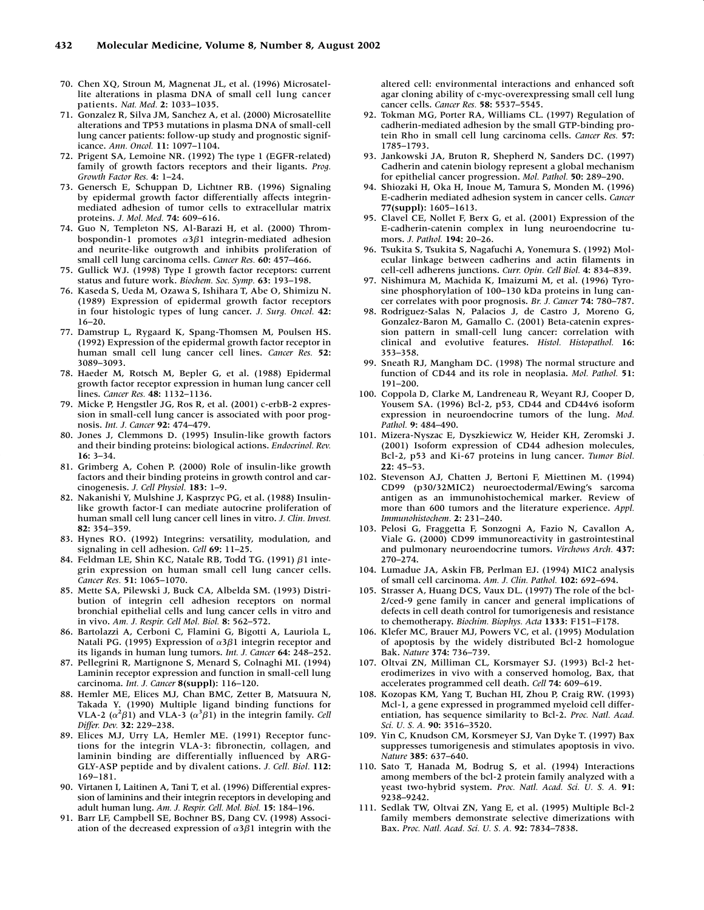70. Chen XQ, Stroun M, Magnenat JL, et al. (1996) Microsatellite alterations in plasma DNA of small cell lung cancer patients. *Nat. Med.* **2:** 1033–1035.
71. Gonzalez R, Silva JM, Sanchez A, et al. (2000) Microsatellite alterations and TP53 mutations in plasma DNA of small-cell lung cancer patients: follow-up study and prognostic significance. *Ann. Oncol.* **11**: 1097–1104.
72. Prigent SA, Lemoine NR. (1992) The type 1 (EGFR-related) family of growth factors receptors and their ligands. *Prog. Growth Factor Res.* **4:** 1–24.
73. Genersch E, Schuppan D, Lichtner RB. (1996) Signaling by epidermal growth factor differentially affects integrin-mediated adhesion of tumor cells to extracellular matrix proteins. *J. Mol. Med.* **74:** 609–616.
74. Guo N, Templeton NS, Al-Barazi H, et al. (2000) Thrombospondin-1 promotes $\alpha 3\beta 1$ integrin-mediated adhesion and neurite-like outgrowth and inhibits proliferation of small cell lung carcinoma cells. *Cancer Res.* **60:** 457–466.
75. Gullick WJ. (1998) Type I growth factor receptors: current status and future work. *Biochem. Soc. Symp.* **63:** 193–198.
76. Kaseda S, Ueda M, Ozawa S, Ishihara T, Abe O, Shimizu N. (1989) Expression of epidermal growth factor receptors in four histologic types of lung cancer. *J. Surg. Oncol.* **42:** 16–20.
77. Damstrup L, Rygaard K, Spang-Thomsen M, Poulsen HS. (1992) Expression of the epidermal growth factor receptor in human small cell lung cancer cell lines. *Cancer Res.* **52:** 3089–3093.
78. Haeder M, Rotsch M, Bepler G, et al. (1988) Epidermal growth factor receptor expression in human lung cancer cell lines. *Cancer Res.* **48:** 1132–1136.
79. Micke P, Hengstler JG, Ros R, et al. (2001) c-erbB-2 expression in small-cell lung cancer is associated with poor prognosis. *Int. J. Cancer* **92:** 474–479.
80. Jones J, Clemmons D. (1995) Insulin-like growth factors and their binding proteins: biological actions. *Endocrinol. Rev.* **16:** 3–34.
81. Grimberg A, Cohen P. (2000) Role of insulin-like growth factors and their binding proteins in growth control and carcinogenesis. *J. Cell Physiol.* **183:** 1–9.
82. Nakanishi Y, Mulshine J, Kasprzyc PG, et al. (1988) Insulin-like growth factor-I can mediate autocrine proliferation of human small cell lung cancer cell lines in vitro. *J. Clin. Invest.* **82:** 354–359.
83. Hynes RO. (1992) Integrins: versatility, modulation, and signaling in cell adhesion. *Cell* **69:** 11–25.
84. Feldman LE, Shin KC, Natale RB, Todd TG. (1991) $\beta 1$ integrin expression on human small cell lung cancer cells. *Cancer Res.* **51:** 1065–1070.
85. Mette SA, Pilewski J, Buck CA, Albelda SM. (1993) Distribution of integrin cell adhesion receptors on normal bronchial epithelial cells and lung cancer cells in vitro and in vivo. *Am. J. Respir. Cell Mol. Biol.* **8:** 562–572.
86. Bartolazzi A, Cerboni C, Flamini G, Bigotti A, Lauriola L, Natali PG. (1995) Expression of $\alpha 3\beta 1$ integrin receptor and its ligands in human lung tumors. *Int. J. Cancer* **64:** 248–252.
87. Pellegrini R, Martignone S, Menard S, Colnaghi MI. (1994) Laminin receptor expression and function in small-cell lung carcinoma. *Int. J. Cancer* **8(suppl):** 116–120.
88. Hemler ME, Elices MJ, Chan BMC, Zetter B, Matsuura N, Takada Y. (1990) Multiple ligand binding functions for VLA-2 ($\alpha^2\beta 1$) and VLA-3 ($\alpha^3\beta 1$) in the integrin family. *Cell Differ. Dev.* **32:** 229–238.
89. Elices MJ, Urry LA, Hemler ME. (1991) Receptor functions for the integrin VLA-3: fibronectin, collagen, and laminin binding are differentially influenced by ARG-GLY-ASP peptide and by divalent cations. *J. Cell. Biol.* **112:** 169–181.
90. Virtanen I, Laitinen A, Tani T, et al. (1996) Differential expression of laminins and their integrin receptors in developing and adult human lung. *Am. J. Respir. Cell. Mol. Biol.* **15:** 184–196.
91. Barr LF, Campbell SE, Bochner BS, Dang CV. (1998) Association of the decreased expression of $\alpha 3\beta 1$ integrin with the altered cell: environmental interactions and enhanced soft agar cloning ability of c-myc-overexpressing small cell lung cancer cells. *Cancer Res.* **58:** 5537–5545.
92. Tokman MG, Porter RA, Williams CL. (1997) Regulation of cadherin-mediated adhesion by the small GTP-binding protein Rho in small cell lung carcinoma cells. *Cancer Res.* **57:** 1785–1793.
93. Jankowski JA, Bruton R, Shepherd N, Sanders DC. (1997) Cadherin and catenin biology represent a global mechanism for epithelial cancer progression. *Mol. Pathol.* **50:** 289–290.
94. Shiozaki H, Oka H, Inoue M, Tamura S, Monden M. (1996) E-cadherin mediated adhesion system in cancer cells. *Cancer* **77(suppl):** 1605–1613.
95. Clavel CE, Nollet F, Berx G, et al. (2001) Expression of the E-cadherin-catenin complex in lung neuroendocrine tumors. *J. Pathol.* **194:** 20–26.
96. Tsukita S, Tsukita S, Nagafuchi A, Yonemura S. (1992) Molecular linkage between cadherins and actin filaments in cell-cell adherens junctions. *Curr. Opin. Cell Biol.* **4:** 834–839.
97. Nishimura M, Machida K, Imaizumi M, et al. (1996) Tyrosine phosphorylation of 100–130 kDa proteins in lung cancer correlates with poor prognosis. *Br. J. Cancer* **74:** 780–787.
98. Rodriguez-Salas N, Palacios J, de Castro J, Moreno G, Gonzalez-Baron M, Gamallo C. (2001) Beta-catenin expression pattern in small-cell lung cancer: correlation with clinical and evolutive features. *Histol. Histopathol.* **16:** 353–358.
99. Sneath RJ, Mangham DC. (1998) The normal structure and function of CD44 and its role in neoplasia. *Mol. Pathol.* **51:** 191–200.
100. Coppola D, Clarke M, Landreneau R, Weyant RJ, Cooper D, Yousem SA. (1996) Bcl-2, p53, CD44 and CD44v6 isoform expression in neuroendocrine tumors of the lung. *Mod. Pathol.* **9**: 484–490.
101. Mizera-Nyszac E, Dyszkiewicz W, Heider KH, Zeromski J. (2001) Isoform expression of CD44 adhesion molecules, Bcl-2, p53 and Ki-67 proteins in lung cancer. *Tumor Biol.* **22:** 45–53.
102. Stevenson AJ, Chatten J, Bertoni F, Miettinen M. (1994) CD99 (p30/32MIC2) neuroectodermal/Ewing's sarcoma antigen as an immunohistochemical marker. Review of more than 600 tumors and the literature experience. *Appl. Immunohistochem.* **2:** 231–240.
103. Pelosi G, Fraggetta F, Sonzogni A, Fazio N, Cavallon A, Viale G. (2000) CD99 immunoreactivity in gastrointestinal and pulmonary neuroendocrine tumors. *Virchows Arch.* **437:** 270–274.
104. Lumadue JA, Askin FB, Perlman EJ. (1994) MIC2 analysis of small cell carcinoma. *Am. J. Clin. Pathol.* **102:** 692–694.
105. Strasser A, Huang DCS, Vaux DL. (1997) The role of the bcl-2/ced-9 gene family in cancer and general implications of defects in cell death control for tumorigenesis and resistance to chemotherapy. *Biochim. Biophys. Acta* **1333:** F151–F178.
106. Klefer MC, Brauer MJ, Powers VC, et al. (1995) Modulation of apoptosis by the widely distributed Bcl-2 homologue Bak. *Nature* **374:** 736–739.
107. Oltvai ZN, Milliman CL, Korsmayer SJ. (1993) Bcl-2 heterodimerizes in vivo with a conserved homolog, Bax, that accelerates programmed cell death. *Cell* **74:** 609–619.
108. Kozopas KM, Yang T, Buchan HI, Zhou P, Craig RW. (1993) Mcl-1, a gene expressed in programmed myeloid cell differentiation, has sequence similarity to Bcl-2. *Proc. Natl. Acad. Sci. U. S. A.* **90:** 3516–3520.
109. Yin C, Knudson CM, Korsmeyer SJ, Van Dyke T. (1997) Bax suppresses tumorigenesis and stimulates apoptosis in vivo. *Nature* **385:** 637–640.
110. Sato T, Hanada M, Bodrug S, et al. (1994) Interactions among members of the bcl-2 protein family analyzed with a yeast two-hybrid system. *Proc. Natl. Acad. Sci. U. S. A.* **91:** 9238–9242.
111. Sedlak TW, Oltvai ZN, Yang E, et al. (1995) Multiple Bcl-2 family members demonstrate selective dimerizations with Bax. *Proc. Natl. Acad. Sci. U. S. A.* **92:** 7834–7838.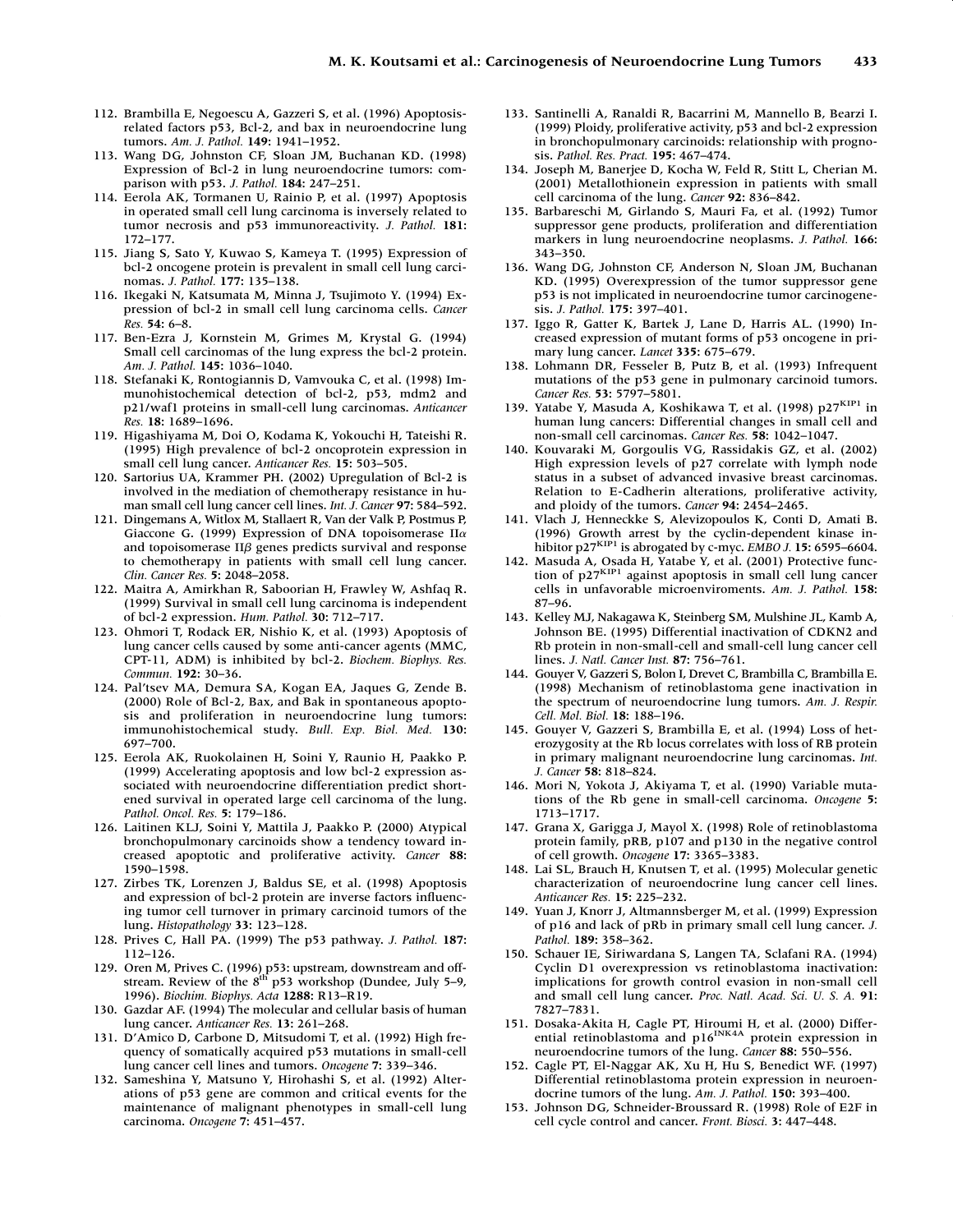112. Brambilla E, Negoescu A, Gazzeri S, et al. (1996) Apoptosis-related factors p53, Bcl-2, and bax in neuroendocrine lung tumors. *Am. J. Pathol.* **149**: 1941–1952.
113. Wang DG, Johnston CF, Sloan JM, Buchanan KD. (1998) Expression of Bcl-2 in lung neuroendocrine tumors: comparison with p53. *J. Pathol.* **184**: 247–251.
114. Eerola AK, Tormanen U, Rainio P, et al. (1997) Apoptosis in operated small cell lung carcinoma is inversely related to tumor necrosis and p53 immunoreactivity. *J. Pathol.* **181**: 172–177.
115. Jiang S, Sato Y, Kuwao S, Kameya T. (1995) Expression of bcl-2 oncogene protein is prevalent in small cell lung carcinomas. *J. Pathol.* **177**: 135–138.
116. Ikegaki N, Katsumata M, Minna J, Tsujimoto Y. (1994) Expression of bcl-2 in small cell lung carcinoma cells. *Cancer Res.* **54**: 6–8.
117. Ben-Ezra J, Kornstein M, Grimes M, Krystal G. (1994) Small cell carcinomas of the lung express the bcl-2 protein. *Am. J. Pathol.* **145**: 1036–1040.
118. Stefanaki K, Rontogiannis D, Vamvouka C, et al. (1998) Immunohistochemical detection of bcl-2, p53, mdm2 and p21/waf1 proteins in small-cell lung carcinomas. *Anticancer Res.* **18**: 1689–1696.
119. Higashiyama M, Doi O, Kodama K, Yokouchi H, Tateishi R. (1995) High prevalence of bcl-2 oncoprotein expression in small cell lung cancer. *Anticancer Res.* **15**: 503–505.
120. Sartorius UA, Krammer PH. (2002) Upregulation of Bcl-2 is involved in the mediation of chemotherapy resistance in human small cell lung cancer cell lines. *Int. J. Cancer* **97**: 584–592.
121. Dingemans A, Witlox M, Stallaert R, Van der Valk P, Postmus P, Giaccone G. (1999) Expression of DNA topoisomerase II$\alpha$ and topoisomerase II$\beta$ genes predicts survival and response to chemotherapy in patients with small cell lung cancer. *Clin. Cancer Res.* **5**: 2048–2058.
122. Maitra A, Amirkhan R, Saboorian H, Frawley W, Ashfaq R. (1999) Survival in small cell lung carcinoma is independent of bcl-2 expression. *Hum. Pathol.* **30**: 712–717.
123. Ohmori T, Rodack ER, Nishio K, et al. (1993) Apoptosis of lung cancer cells caused by some anti-cancer agents (MMC, CPT-11, ADM) is inhibited by bcl-2. *Biochem. Biophys. Res. Commun.* **192**: 30–36.
124. Pal'tsev MA, Demura SA, Kogan EA, Jaques G, Zende B. (2000) Role of Bcl-2, Bax, and Bak in spontaneous apoptosis and proliferation in neuroendocrine lung tumors: immunohistochemical study. *Bull. Exp. Biol. Med.* **130**: 697–700.
125. Eerola AK, Ruokolainen H, Soini Y, Raunio H, Paakko P. (1999) Accelerating apoptosis and low bcl-2 expression associated with neuroendocrine differentiation predict shortened survival in operated large cell carcinoma of the lung. *Pathol. Oncol. Res.* **5**: 179–186.
126. Laitinen KLJ, Soini Y, Mattila J, Paakko P. (2000) Atypical bronchopulmonary carcinoids show a tendency toward increased apoptotic and proliferative activity. *Cancer* **88**: 1590–1598.
127. Zirbes TK, Lorenzen J, Baldus SE, et al. (1998) Apoptosis and expression of bcl-2 protein are inverse factors influencing tumor cell turnover in primary carcinoid tumors of the lung. *Histopathology* **33**: 123–128.
128. Prives C, Hall PA. (1999) The p53 pathway. *J. Pathol.* **187**: 112–126.
129. Oren M, Prives C. (1996) p53: upstream, downstream and off-stream. Review of the 8th p53 workshop (Dundee, July 5–9, 1996). *Biochim. Biophys. Acta* **1288**: R13–R19.
130. Gazdar AF. (1994) The molecular and cellular basis of human lung cancer. *Anticancer Res.* **13**: 261–268.
131. D'Amico D, Carbone D, Mitsudomi T, et al. (1992) High frequency of somatically acquired p53 mutations in small-cell lung cancer cell lines and tumors. *Oncogene* **7**: 339–346.
132. Sameshina Y, Matsuno Y, Hirohashi S, et al. (1992) Alterations of p53 gene are common and critical events for the maintenance of malignant phenotypes in small-cell lung carcinoma. *Oncogene* **7**: 451–457.
133. Santinelli A, Ranaldi R, Bacarrini M, Mannello B, Bearzi I. (1999) Ploidy, proliferative activity, p53 and bcl-2 expression in bronchopulmonary carcinoids: relationship with prognosis. *Pathol. Res. Pract.* **195**: 467–474.
134. Joseph M, Banerjee D, Kocha W, Feld R, Stitt L, Cherian M. (2001) Metallothionein expression in patients with small cell carcinoma of the lung. *Cancer* **92**: 836–842.
135. Barbareschi M, Girlando S, Mauri Fa, et al. (1992) Tumor suppressor gene products, proliferation and differentiation markers in lung neuroendocrine neoplasms. *J. Pathol.* **166**: 343–350.
136. Wang DG, Johnston CF, Anderson N, Sloan JM, Buchanan KD. (1995) Overexpression of the tumor suppressor gene p53 is not implicated in neuroendocrine tumor carcinogenesis. *J. Pathol.* **175**: 397–401.
137. Iggo R, Gatter K, Bartek J, Lane D, Harris AL. (1990) Increased expression of mutant forms of p53 oncogene in primary lung cancer. *Lancet* **335**: 675–679.
138. Lohmann DR, Fesseler B, Putz B, et al. (1993) Infrequent mutations of the p53 gene in pulmonary carcinoid tumors. *Cancer Res.* **53**: 5797–5801.
139. Yatabe Y, Masuda A, Koshikawa T, et al. (1998) p27[KIP1] in human lung cancers: Differential changes in small cell and non-small cell carcinomas. *Cancer Res.* **58**: 1042–1047.
140. Kouvaraki M, Gorgoulis VG, Rassidakis GZ, et al. (2002) High expression levels of p27 correlate with lymph node status in a subset of advanced invasive breast carcinomas. Relation to E-Cadherin alterations, proliferative activity, and ploidy of the tumors. *Cancer* **94**: 2454–2465.
141. Vlach J, Henneckke S, Alevizopoulos K, Conti D, Amati B. (1996) Growth arrest by the cyclin-dependent kinase inhibitor p27[KIP1] is abrogated by c-myc. *EMBO J.* **15**: 6595–6604.
142. Masuda A, Osada H, Yatabe Y, et al. (2001) Protective function of p27[KIP1] against apoptosis in small cell lung cancer cells in unfavorable microenviroments. *Am. J. Pathol.* **158**: 87–96.
143. Kelley MJ, Nakagawa K, Steinberg SM, Mulshine JL, Kamb A, Johnson BE. (1995) Differential inactivation of CDKN2 and Rb protein in non-small-cell and small-cell lung cancer cell lines. *J. Natl. Cancer Inst.* **87**: 756–761.
144. Gouyer V, Gazzeri S, Bolon I, Drevet C, Brambilla C, Brambilla E. (1998) Mechanism of retinoblastoma gene inactivation in the spectrum of neuroendocrine lung tumors. *Am. J. Respir. Cell. Mol. Biol.* **18**: 188–196.
145. Gouyer V, Gazzeri S, Brambilla E, et al. (1994) Loss of heterozygosity at the Rb locus correlates with loss of RB protein in primary malignant neuroendocrine lung carcinomas. *Int. J. Cancer* **58**: 818–824.
146. Mori N, Yokota J, Akiyama T, et al. (1990) Variable mutations of the Rb gene in small-cell carcinoma. *Oncogene* **5**: 1713–1717.
147. Grana X, Garigga J, Mayol X. (1998) Role of retinoblastoma protein family, pRB, p107 and p130 in the negative control of cell growth. *Oncogene* **17**: 3365–3383.
148. Lai SL, Brauch H, Knutsen T, et al. (1995) Molecular genetic characterization of neuroendocrine lung cancer cell lines. *Anticancer Res.* **15**: 225–232.
149. Yuan J, Knorr J, Altmannsberger M, et al. (1999) Expression of p16 and lack of pRb in primary small cell lung cancer. *J. Pathol.* **189**: 358–362.
150. Schauer IE, Siriwardana S, Langen TA, Sclafani RA. (1994) Cyclin D1 overexpression vs retinoblastoma inactivation: implications for growth control evasion in non-small cell and small cell lung cancer. *Proc. Natl. Acad. Sci. U. S. A.* **91**: 7827–7831.
151. Dosaka-Akita H, Cagle PT, Hiroumi H, et al. (2000) Differential retinoblastoma and p16[INK4A] protein expression in neuroendocrine tumors of the lung. *Cancer* **88**: 550–556.
152. Cagle PT, El-Naggar AK, Xu H, Hu S, Benedict WF. (1997) Differential retinoblastoma protein expression in neuroendocrine tumors of the lung. *Am. J. Pathol.* **150**: 393–400.
153. Johnson DG, Schneider-Broussard R. (1998) Role of E2F in cell cycle control and cancer. *Front. Biosci.* **3**: 447–448.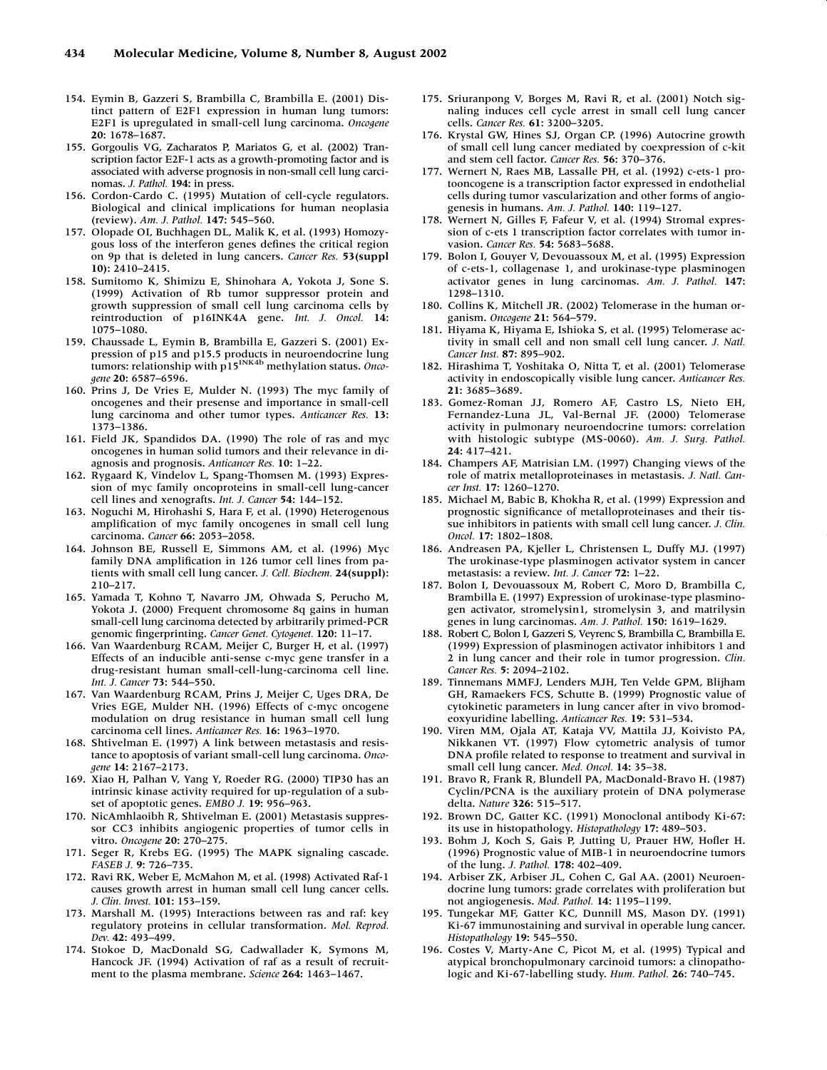154. Eymin B, Gazzeri S, Brambilla C, Brambilla E. (2001) Distinct pattern of E2F1 expression in human lung tumors: E2F1 is upregulated in small-cell lung carcinoma. *Oncogene* **20**: 1678–1687.

155. Gorgoulis VG, Zacharatos P, Mariatos G, et al. (2002) Transcription factor E2F-1 acts as a growth-promoting factor and is associated with adverse prognosis in non-small cell lung carcinomas. *J. Pathol.* **194**: in press.

156. Cordon-Cardo C. (1995) Mutation of cell-cycle regulators. Biological and clinical implications for human neoplasia (review). *Am. J. Pathol.* **147**: 545–560.

157. Olopade OI, Buchhagen DL, Malik K, et al. (1993) Homozygous loss of the interferon genes defines the critical region on 9p that is deleted in lung cancers. *Cancer Res.* **53(suppl 10)**: 2410–2415.

158. Sumitomo K, Shimizu E, Shinohara A, Yokota J, Sone S. (1999) Activation of Rb tumor suppressor protein and growth suppression of small cell lung carcinoma cells by reintroduction of p16INK4A gene. *Int. J. Oncol.* **14**: 1075–1080.

159. Chaussade L, Eymin B, Brambilla E, Gazzeri S. (2001) Expression of p15 and p15.5 products in neuroendocrine lung tumors: relationship with $p15^{INK4b}$ methylation status. *Oncogene* **20**: 6587–6596.

160. Prins J, De Vries E, Mulder N. (1993) The myc family of oncogenes and their presense and importance in small-cell lung carcinoma and other tumor types. *Anticancer Res.* **13**: 1373–1386.

161. Field JK, Spandidos DA. (1990) The role of ras and myc oncogenes in human solid tumors and their relevance in diagnosis and prognosis. *Anticancer Res.* **10**: 1–22.

162. Rygaard K, Vindelov L, Spang-Thomsen M. (1993) Expression of myc family oncoproteins in small-cell lung-cancer cell lines and xenografts. *Int. J. Cancer* **54**: 144–152.

163. Noguchi M, Hirohashi S, Hara F, et al. (1990) Heterogenous amplification of myc family oncogenes in small cell lung carcinoma. *Cancer* **66**: 2053–2058.

164. Johnson BE, Russell E, Simmons AM, et al. (1996) Myc family DNA amplification in 126 tumor cell lines from patients with small cell lung cancer. *J. Cell. Biochem.* **24(suppl)**: 210–217.

165. Yamada T, Kohno T, Navarro JM, Ohwada S, Perucho M, Yokota J. (2000) Frequent chromosome 8q gains in human small-cell lung carcinoma detected by arbitrarily primed-PCR genomic fingerprinting. *Cancer Genet. Cytogenet.* **120**: 11–17.

166. Van Waardenburg RCAM, Meijer C, Burger H, et al. (1997) Effects of an inducible anti-sense c-myc gene transfer in a drug-resistant human small-cell-lung-carcinoma cell line. *Int. J. Cancer* **73**: 544–550.

167. Van Waardenburg RCAM, Prins J, Meijer C, Uges DRA, De Vries EGE, Mulder NH. (1996) Effects of c-myc oncogene modulation on drug resistance in human small cell lung carcinoma cell lines. *Anticancer Res.* **16**: 1963–1970.

168. Shtivelman E. (1997) A link between metastasis and resistance to apoptosis of variant small-cell lung carcinoma. *Oncogene* **14**: 2167–2173.

169. Xiao H, Palhan V, Yang Y, Roeder RG. (2000) TIP30 has an intrinsic kinase activity required for up-regulation of a subset of apoptotic genes. *EMBO J.* **19**: 956–963.

170. NicAmhlaoibh R, Shtivelman E. (2001) Metastasis suppressor CC3 inhibits angiogenic properties of tumor cells in vitro. *Oncogene* **20**: 270–275.

171. Seger R, Krebs EG. (1995) The MAPK signaling cascade. *FASEB J.* **9**: 726–735.

172. Ravi RK, Weber E, McMahon M, et al. (1998) Activated Raf-1 causes growth arrest in human small cell lung cancer cells. *J. Clin. Invest.* **101**: 153–159.

173. Marshall M. (1995) Interactions between ras and raf: key regulatory proteins in cellular transformation. *Mol. Reprod. Dev.* **42**: 493–499.

174. Stokoe D, MacDonald SG, Cadwallader K, Symons M, Hancock JF. (1994) Activation of raf as a result of recruitment to the plasma membrane. *Science* **264**: 1463–1467.

175. Sriuranpong V, Borges M, Ravi R, et al. (2001) Notch signaling induces cell cycle arrest in small cell lung cancer cells. *Cancer Res.* **61**: 3200–3205.

176. Krystal GW, Hines SJ, Organ CP. (1996) Autocrine growth of small cell lung cancer mediated by coexpression of c-kit and stem cell factor. *Cancer Res.* **56**: 370–376.

177. Wernert N, Raes MB, Lassalle PH, et al. (1992) c-ets-1 protooncogene is a transcription factor expressed in endothelial cells during tumor vascularization and other forms of angiogenesis in humans. *Am. J. Pathol.* **140**: 119–127.

178. Wernert N, Gilles F, Fafeur V, et al. (1994) Stromal expression of c-ets 1 transcription factor correlates with tumor invasion. *Cancer Res.* **54**: 5683–5688.

179. Bolon I, Gouyer V, Devouassoux M, et al. (1995) Expression of c-ets-1, collagenase 1, and urokinase-type plasminogen activator genes in lung carcinomas. *Am. J. Pathol.* **147**: 1298–1310.

180. Collins K, Mitchell JR. (2002) Telomerase in the human organism. *Oncogene* **21**: 564–579.

181. Hiyama K, Hiyama E, Ishioka S, et al. (1995) Telomerase activity in small cell and non small cell lung cancer. *J. Natl. Cancer Inst.* **87**: 895–902.

182. Hirashima T, Yoshitaka O, Nitta T, et al. (2001) Telomerase activity in endoscopically visible lung cancer. *Anticancer Res.* **21**: 3685–3689.

183. Gomez-Roman JJ, Romero AF, Castro LS, Nieto EH, Fernandez-Luna JL, Val-Bernal JF. (2000) Telomerase activity in pulmonary neuroendocrine tumors: correlation with histologic subtype (MS-0060). *Am. J. Surg. Pathol.* **24**: 417–421.

184. Champers AF, Matrisian LM. (1997) Changing views of the role of matrix metalloproteinases in metastasis. *J. Natl. Cancer Inst.* **17**: 1260–1270.

185. Michael M, Babic B, Khokha R, et al. (1999) Expression and prognostic significance of metalloproteinases and their tissue inhibitors in patients with small cell lung cancer. *J. Clin. Oncol.* **17**: 1802–1808.

186. Andreasen PA, Kjeller L, Christensen L, Duffy MJ. (1997) The urokinase-type plasminogen activator system in cancer metastasis: a review. *Int. J. Cancer* **72**: 1–22.

187. Bolon I, Devouassoux M, Robert C, Moro D, Brambilla C, Brambilla E. (1997) Expression of urokinase-type plasminogen activator, stromelysin1, stromelysin 3, and matrilysin genes in lung carcinomas. *Am. J. Pathol.* **150**: 1619–1629.

188. Robert C, Bolon I, Gazzeri S, Veyrenc S, Brambilla C, Brambilla E. (1999) Expression of plasminogen activator inhibitors 1 and 2 in lung cancer and their role in tumor progression. *Clin. Cancer Res.* **5**: 2094–2102.

189. Tinnemans MMFJ, Lenders MJH, Ten Velde GPM, Blijham GH, Ramaekers FCS, Schutte B. (1999) Prognostic value of cytokinetic parameters in lung cancer after in vivo bromodeoxyuridine labelling. *Anticancer Res.* **19**: 531–534.

190. Viren MM, Ojala AT, Kataja VV, Mattila JJ, Koivisto PA, Nikkanen VT. (1997) Flow cytometric analysis of tumor DNA profile related to response to treatment and survival in small cell lung cancer. *Med. Oncol.* **14**: 35–38.

191. Bravo R, Frank R, Blundell PA, MacDonald-Bravo H. (1987) Cyclin/PCNA is the auxiliary protein of DNA polymerase delta. *Nature* **326**: 515–517.

192. Brown DC, Gatter KC. (1991) Monoclonal antibody Ki-67: its use in histopathology. *Histopathology* **17**: 489–503.

193. Bohm J, Koch S, Gais P, Jutting U, Prauer HW, Hofler H. (1996) Prognostic value of MIB-1 in neuroendocrine tumors of the lung. *J. Pathol.* **178**: 402–409.

194. Arbiser ZK, Arbiser JL, Cohen C, Gal AA. (2001) Neuroendocrine lung tumors: grade correlates with proliferation but not angiogenesis. *Mod. Pathol.* **14**: 1195–1199.

195. Tungekar MF, Gatter KC, Dunnill MS, Mason DY. (1991) Ki-67 immunostaining and survival in operable lung cancer. *Histopathology* **19**: 545–550.

196. Costes V, Marty-Ane C, Picot M, et al. (1995) Typical and atypical bronchopulmonary carcinoid tumors: a clinopathologic and Ki-67-labelling study. *Hum. Pathol.* **26**: 740–745.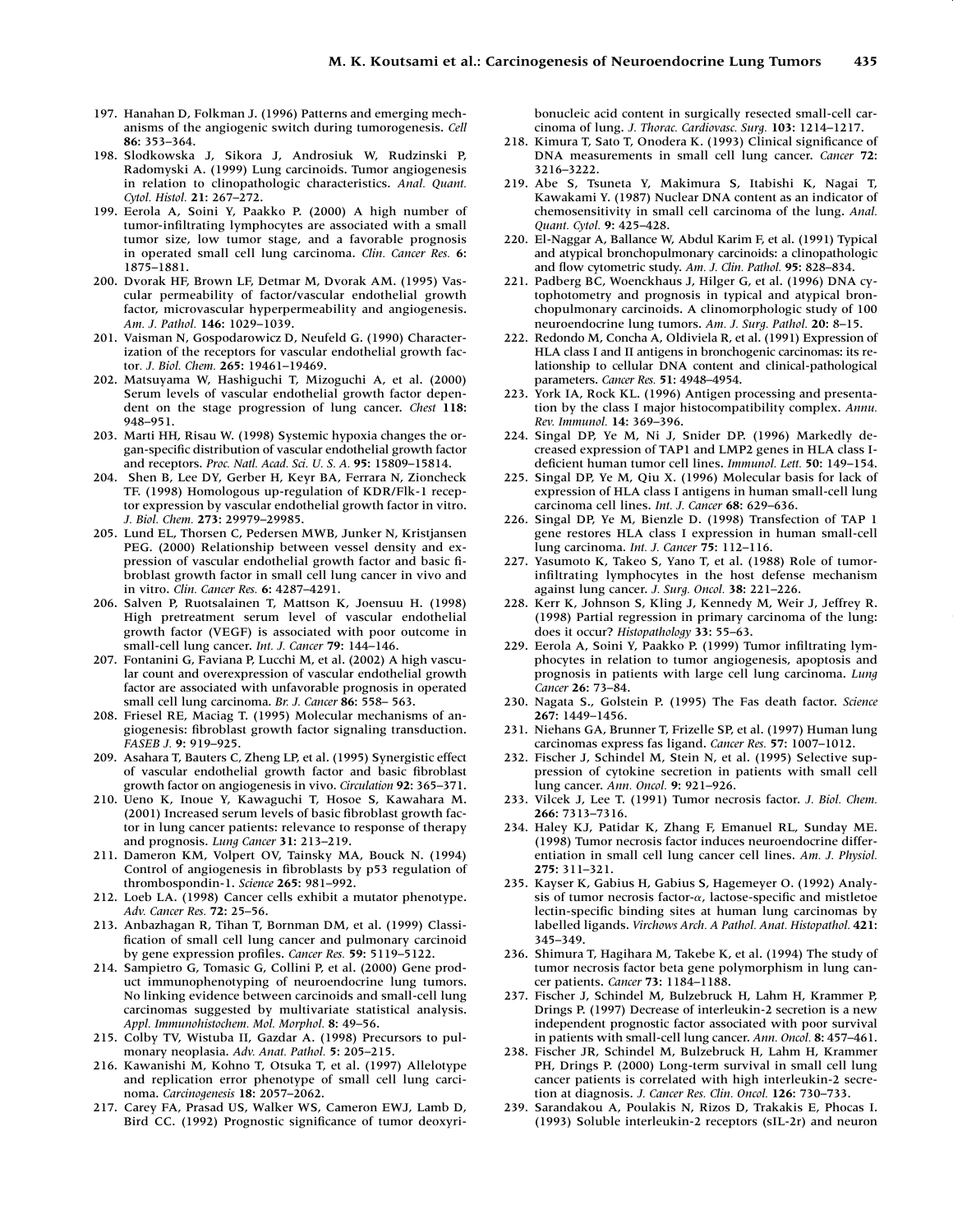197. Hanahan D, Folkman J. (1996) Patterns and emerging mechanisms of the angiogenic switch during tumorogenesis. *Cell* **86:** 353–364.
198. Slodkowska J, Sikora J, Androsiuk W, Rudzinski P, Radomyski A. (1999) Lung carcinoids. Tumor angiogenesis in relation to clinopathologic characteristics. *Anal. Quant. Cytol. Histol.* **21:** 267–272.
199. Eerola A, Soini Y, Paakko P. (2000) A high number of tumor-infiltrating lymphocytes are associated with a small tumor size, low tumor stage, and a favorable prognosis in operated small cell lung carcinoma. *Clin. Cancer Res.* **6:** 1875–1881.
200. Dvorak HF, Brown LF, Detmar M, Dvorak AM. (1995) Vascular permeability of factor/vascular endothelial growth factor, microvascular hyperpermeability and angiogenesis. *Am. J. Pathol.* **146:** 1029–1039.
201. Vaisman N, Gospodarowicz D, Neufeld G. (1990) Characterization of the receptors for vascular endothelial growth factor. *J. Biol. Chem.* **265:** 19461–19469.
202. Matsuyama W, Hashiguchi T, Mizoguchi A, et al. (2000) Serum levels of vascular endothelial growth factor dependent on the stage progression of lung cancer. *Chest* **118:** 948–951.
203. Marti HH, Risau W. (1998) Systemic hypoxia changes the organ-specific distribution of vascular endothelial growth factor and receptors. *Proc. Natl. Acad. Sci. U. S. A.* **95:** 15809–15814.
204. Shen B, Lee DY, Gerber H, Keyr BA, Ferrara N, Zioncheck TF. (1998) Homologous up-regulation of KDR/Flk-1 receptor expression by vascular endothelial growth factor in vitro. *J. Biol. Chem.* **273:** 29979–29985.
205. Lund EL, Thorsen C, Pedersen MWB, Junker N, Kristjansen PEG. (2000) Relationship between vessel density and expression of vascular endothelial growth factor and basic fibroblast growth factor in small cell lung cancer in vivo and in vitro. *Clin. Cancer Res.* **6:** 4287–4291.
206. Salven P, Ruotsalainen T, Mattson K, Joensuu H. (1998) High pretreatment serum level of vascular endothelial growth factor (VEGF) is associated with poor outcome in small-cell lung cancer. *Int. J. Cancer* **79:** 144–146.
207. Fontanini G, Faviana P, Lucchi M, et al. (2002) A high vascular count and overexpression of vascular endothelial growth factor are associated with unfavorable prognosis in operated small cell lung carcinoma. *Br. J. Cancer* **86:** 558– 563.
208. Friesel RE, Maciag T. (1995) Molecular mechanisms of angiogenesis: fibroblast growth factor signaling transduction. *FASEB J.* **9:** 919–925.
209. Asahara T, Bauters C, Zheng LP, et al. (1995) Synergistic effect of vascular endothelial growth factor and basic fibroblast growth factor on angiogenesis in vivo. *Circulation* **92:** 365–371.
210. Ueno K, Inoue Y, Kawaguchi T, Hosoe S, Kawahara M. (2001) Increased serum levels of basic fibroblast growth factor in lung cancer patients: relevance to response of therapy and prognosis. *Lung Cancer* **31:** 213–219.
211. Dameron KM, Volpert OV, Tainsky MA, Bouck N. (1994) Control of angiogenesis in fibroblasts by p53 regulation of thrombospondin-1. *Science* **265:** 981–992.
212. Loeb LA. (1998) Cancer cells exhibit a mutator phenotype. *Adv. Cancer Res.* **72:** 25–56.
213. Anbazhagan R, Tihan T, Bornman DM, et al. (1999) Classification of small cell lung cancer and pulmonary carcinoid by gene expression profiles. *Cancer Res.* **59:** 5119–5122.
214. Sampietro G, Tomasic G, Collini P, et al. (2000) Gene product immunophenotyping of neuroendocrine lung tumors. No linking evidence between carcinoids and small-cell lung carcinomas suggested by multivariate statistical analysis. *Appl. Immunohistochem. Mol. Morphol.* **8:** 49–56.
215. Colby TV, Wistuba II, Gazdar A. (1998) Precursors to pulmonary neoplasia. *Adv. Anat. Pathol.* **5:** 205–215.
216. Kawanishi M, Kohno T, Otsuka T, et al. (1997) Allelotype and replication error phenotype of small cell lung carcinoma. *Carcinogenesis* **18:** 2057–2062.
217. Carey FA, Prasad US, Walker WS, Cameron EWJ, Lamb D, Bird CC. (1992) Prognostic significance of tumor deoxyribonucleic acid content in surgically resected small-cell carcinoma of lung. *J. Thorac. Cardiovasc. Surg.* **103:** 1214–1217.
218. Kimura T, Sato T, Onodera K. (1993) Clinical significance of DNA measurements in small cell lung cancer. *Cancer* **72:** 3216–3222.
219. Abe S, Tsuneta Y, Makimura S, Itabishi K, Nagai T, Kawakami Y. (1987) Nuclear DNA content as an indicator of chemosensitivity in small cell carcinoma of the lung. *Anal. Quant. Cytol.* **9:** 425–428.
220. El-Naggar A, Ballance W, Abdul Karim F, et al. (1991) Typical and atypical bronchopulmonary carcinoids: a clinopathologic and flow cytometric study. *Am. J. Clin. Pathol.* **95:** 828–834.
221. Padberg BC, Woenckhaus J, Hilger G, et al. (1996) DNA cytophotometry and prognosis in typical and atypical bronchopulmonary carcinoids. A clinomorphologic study of 100 neuroendocrine lung tumors. *Am. J. Surg. Pathol.* **20:** 8–15.
222. Redondo M, Concha A, Oldiviela R, et al. (1991) Expression of HLA class I and II antigens in bronchogenic carcinomas: its relationship to cellular DNA content and clinical-pathological parameters. *Cancer Res.* **51:** 4948–4954.
223. York IA, Rock KL. (1996) Antigen processing and presentation by the class I major histocompatibility complex. *Annu. Rev. Immunol.* **14:** 369–396.
224. Singal DP, Ye M, Ni J, Snider DP. (1996) Markedly decreased expression of TAP1 and LMP2 genes in HLA class I-deficient human tumor cell lines. *Immunol. Lett.* **50:** 149–154.
225. Singal DP, Ye M, Qiu X. (1996) Molecular basis for lack of expression of HLA class I antigens in human small-cell lung carcinoma cell lines. *Int. J. Cancer* **68:** 629–636.
226. Singal DP, Ye M, Bienzle D. (1998) Transfection of TAP 1 gene restores HLA class I expression in human small-cell lung carcinoma. *Int. J. Cancer* **75:** 112–116.
227. Yasumoto K, Takeo S, Yano T, et al. (1988) Role of tumor-infiltrating lymphocytes in the host defense mechanism against lung cancer. *J. Surg. Oncol.* **38:** 221–226.
228. Kerr K, Johnson S, Kling J, Kennedy M, Weir J, Jeffrey R. (1998) Partial regression in primary carcinoma of the lung: does it occur? *Histopathology* **33:** 55–63.
229. Eerola A, Soini Y, Paakko P. (1999) Tumor infiltrating lymphocytes in relation to tumor angiogenesis, apoptosis and prognosis in patients with large cell lung carcinoma. *Lung Cancer* **26:** 73–84.
230. Nagata S., Golstein P. (1995) The Fas death factor. *Science* **267:** 1449–1456.
231. Niehans GA, Brunner T, Frizelle SP, et al. (1997) Human lung carcinomas express fas ligand. *Cancer Res.* **57:** 1007–1012.
232. Fischer J, Schindel M, Stein N, et al. (1995) Selective suppression of cytokine secretion in patients with small cell lung cancer. *Ann. Oncol.* **9:** 921–926.
233. Vilcek J, Lee T. (1991) Tumor necrosis factor. *J. Biol. Chem.* **266:** 7313–7316.
234. Haley KJ, Patidar K, Zhang F, Emanuel RL, Sunday ME. (1998) Tumor necrosis factor induces neuroendocrine differentiation in small cell lung cancer cell lines. *Am. J. Physiol.* **275:** 311–321.
235. Kayser K, Gabius H, Gabius S, Hagemeyer O. (1992) Analysis of tumor necrosis factor-α, lactose-specific and mistletoe lectin-specific binding sites at human lung carcinomas by labelled ligands. *Virchows Arch. A Pathol. Anat. Histopathol.* **421:** 345–349.
236. Shimura T, Hagihara M, Takebe K, et al. (1994) The study of tumor necrosis factor beta gene polymorphism in lung cancer patients. *Cancer* **73:** 1184–1188.
237. Fischer J, Schindel M, Bulzebruck H, Lahm H, Krammer P, Drings P. (1997) Decrease of interleukin-2 secretion is a new independent prognostic factor associated with poor survival in patients with small-cell lung cancer. *Ann. Oncol.* **8:** 457–461.
238. Fischer JR, Schindel M, Bulzebruck H, Lahm H, Krammer PH, Drings P. (2000) Long-term survival in small cell lung cancer patients is correlated with high interleukin-2 secretion at diagnosis. *J. Cancer Res. Clin. Oncol.* **126:** 730–733.
239. Sarandakou A, Poulakis N, Rizos D, Trakakis E, Phocas I. (1993) Soluble interleukin-2 receptors (sIL-2r) and neuron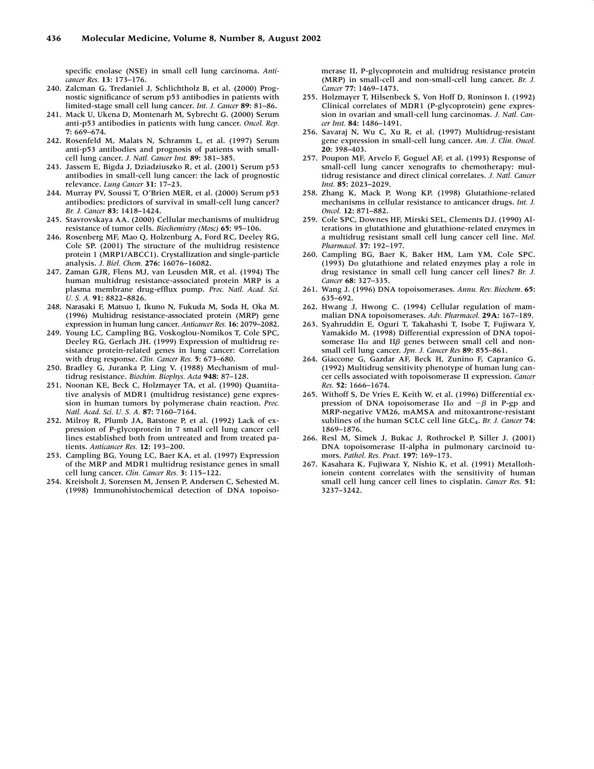specific enolase (NSE) in small cell lung carcinoma. *Anticancer Res.* **13:** 173–176.

240. Zalcman G, Tredaniel J, Schlichtholz B, et al. (2000) Prognostic significance of serum p53 antibodies in patients with limited-stage small cell lung cancer. *Int. J. Cancer* **89:** 81–86.
241. Mack U, Ukena D, Montenarh M, Sybrecht G. (2000) Serum anti-p53 antibodies in patients with lung cancer. *Oncol. Rep.* **7:** 669–674.
242. Rosenfeld M, Malats N, Schramm L, et al. (1997) Serum anti-p53 antibodies and prognosis of patients with small-cell lung cancer. *J. Natl. Cancer Inst.* **89:** 381–385.
243. Jassem E, Bigda J, Dziadziuszko R, et al. (2001) Serum p53 antibodies in small-cell lung cancer: the lack of prognostic relevance. *Lung Cancer* **31:** 17–23.
244. Murray PV, Soussi T, O'Brien MER, et al. (2000) Serum p53 antibodies: predictors of survival in small-cell lung cancer? *Br. J. Cancer* **83:** 1418–1424.
245. Stavrovskaya AA. (2000) Cellular mechanisms of multidrug resistance of tumor cells. *Biochemistry (Mosc)* **65:** 95–106.
246. Rosenberg MF, Mao Q, Holzenburg A, Ford RC, Deeley RG, Cole SP. (2001) The structure of the multidrug resistence protein 1 (MRP1/ABCC1). Crystallization and single-particle analysis. *J. Biol. Chem.* **276:** 16076–16082.
247. Zaman GJR, Flens MJ, van Leusden MR, et al. (1994) The human multidrug resistance-associated protein MRP is a plasma membrane drug-efflux pump. *Proc. Natl. Acad. Sci. U. S. A.* **91:** 8822–8826.
248. Narasaki F, Matsuo I, Ikuno N, Fukuda M, Soda H, Oka M. (1996) Multidrug resistance-associated protein (MRP) gene expression in human lung cancer. *Anticancer Res.* **16:** 2079–2082.
249. Young LC, Campling BG, Voskoglou-Nomikos T, Cole SPC, Deeley RG, Gerlach JH. (1999) Expression of multidrug resistance protein-related genes in lung cancer: Correlation with drug response. *Clin. Cancer Res.* **5:** 673–680.
250. Bradley G, Juranka P, Ling V. (1988) Mechanism of multidrug resistance. *Biochim. Biophys. Acta* **948:** 87–128.
251. Noonan KE, Beck C, Holzmayer TA, et al. (1990) Quantitative analysis of MDR1 (multidrug resistance) gene expression in human tumors by polymerase chain reaction. *Proc. Natl. Acad. Sci. U. S. A.* **87:** 7160–7164.
252. Milroy R, Plumb JA, Batstone P, et al. (1992) Lack of expression of P-glycoprotein in 7 small cell lung cancer cell lines established both from untreated and from treated patients. *Anticancer Res.* **12:** 193–200.
253. Campling BG, Young LC, Baer KA, et al. (1997) Expression of the MRP and MDR1 multidrug resistance genes in small cell lung cancer. *Clin. Cancer Res.* **3:** 115–122.
254. Kreisholt J, Sorensen M, Jensen P, Andersen C, Sehested M. (1998) Immunohistochemical detection of DNA topoisomerase II, P-glycoprotein and multidrug resistance protein (MRP) in small-cell and non-small-cell lung cancer. *Br. J. Cancer* **77:** 1469–1473.
255. Holzmayer T, Hilsenbeck S, Von Hoff D, Roninson I. (1992) Clinical correlates of MDR1 (P-glycoprotein) gene expression in ovarian and small-cell lung carcinomas. *J. Natl. Cancer Inst.* **84:** 1486–1491.
256. Savaraj N, Wu C, Xu R, et al. (1997) Multidrug-resistant gene expression in small-cell lung cancer. *Am. J. Clin. Oncol.* **20:** 398–403.
257. Poupon MF, Arvelo F, Goguel AF, et al. (1993) Response of small-cell lung cancer xenografts to chemotherapy: multidrug resistance and direct clinical correlates. *J. Natl. Cancer Inst.* **85:** 2023–2029.
258. Zhang K, Mack P, Wong KP. (1998) Glutathione-related mechanisms in cellular resistance to anticancer drugs. *Int. J. Oncol.* **12:** 871–882.
259. Cole SPC, Downes HF, Mirski SEL, Clements DJ. (1990) Alterations in glutathione and glutathione-related enzymes in a multidrug resistant small cell lung cancer cell line. *Mol. Pharmacol.* **37:** 192–197.
260. Campling BG, Baer K, Baker HM, Lam YM, Cole SPC. (1993) Do glutathione and related enzymes play a role in drug resistance in small cell lung cancer cell lines? *Br. J. Cancer* **68:** 327–335.
261. Wang J. (1996) DNA topoisomerases. *Annu. Rev. Biochem.* **65:** 635–692.
262. Hwang J, Hwong C. (1994) Cellular regulation of mammalian DNA topoisomerases. *Adv. Pharmacol.* **29A:** 167–189.
263. Syahruddin E, Oguri T, Takahashi T, Isobe T, Fujiwara Y, Yamakido M. (1998) Differential expression of DNA topoisomerase II$\alpha$ and II$\beta$ genes between small cell and non-small cell lung cancer. *Jpn. J. Cancer Res* **89:** 855–861.
264. Giaccone G, Gazdar AF, Beck H, Zunino F, Capranico G. (1992) Multidrug sensitivity phenotype of human lung cancer cells associated with topoisomerase II expression. *Cancer Res.* **52:** 1666–1674.
265. Withoff S, De Vries E, Keith W, et al. (1996) Differential expression of DNA topoisomerase II$\alpha$ and $-\beta$ in P-gp and MRP-negative VM26, mAMSA and mitoxantrone-resistant sublines of the human SCLC cell line $GLC_4$. *Br. J. Cancer* **74:** 1869–1876.
266. Resl M, Simek J, Bukac J, Rothrockel P, Siller J. (2001) DNA topoisomerase II-alpha in pulmonary carcinoid tumors. *Pathol. Res. Pract.* **197:** 169–173.
267. Kasahara K, Fujiwara Y, Nishio K, et al. (1991) Metallothionein content correlates with the sensitivity of human small cell lung cancer cell lines to cisplatin. *Cancer Res.* **51:** 3237–3242.